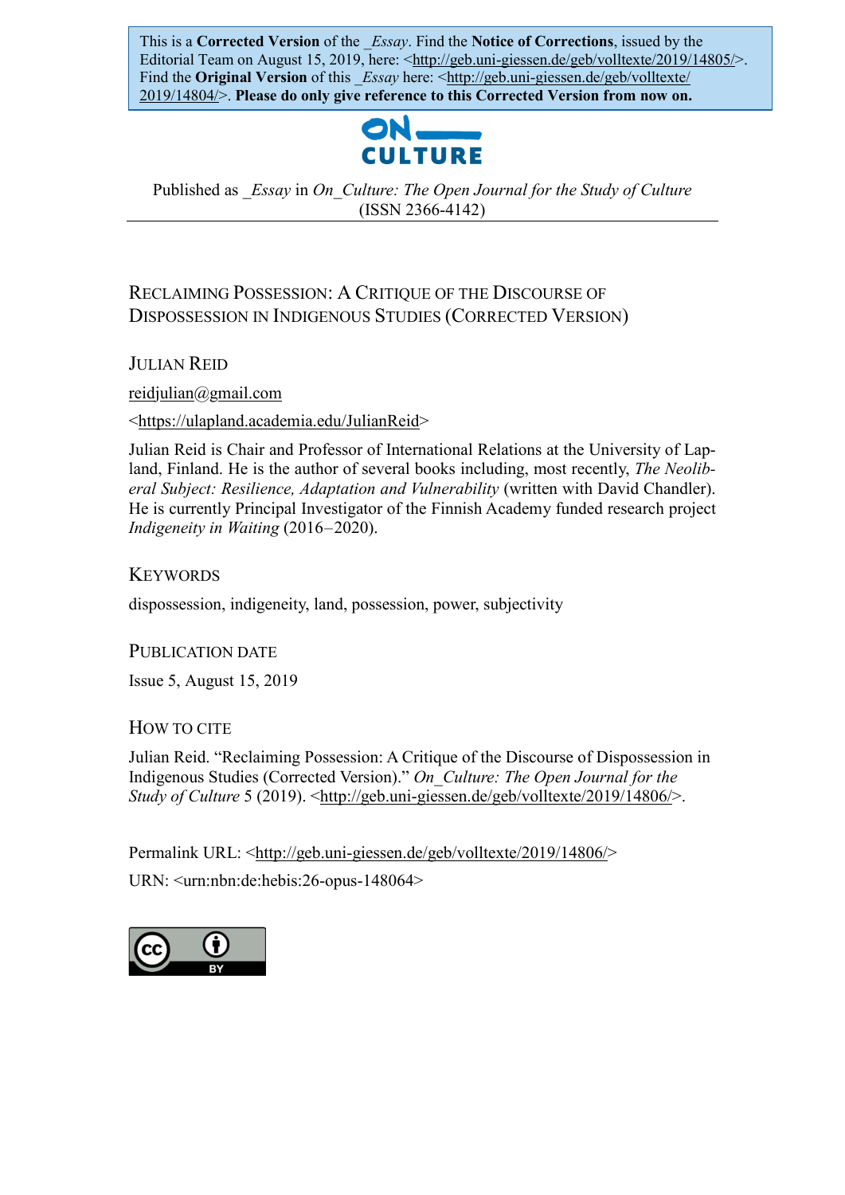This is a **Corrected Version** of the _*Essay*. Find the **Notice of Corrections**, issued by the Editorial Team on August 15, 2019, here: <http://geb.uni-giessen.de/geb/volltexte/2019/14805/>. Find the **Original Version** of this _*Essay* here: <http://geb.uni-giessen.de/geb/volltexte/2019/14804/>. **Please do only give reference to this Corrected Version from now on.**

ON_ CULTURE

Published as _*Essay* in *On_Culture: The Open Journal for the Study of Culture* (ISSN 2366-4142)

# Reclaiming Possession: A Critique of the Discourse of Dispossession in Indigenous Studies (Corrected Version)

## Julian Reid

reidjulian@gmail.com

<https://ulapland.academia.edu/JulianReid>

Julian Reid is Chair and Professor of International Relations at the University of Lapland, Finland. He is the author of several books including, most recently, *The Neoliberal Subject: Resilience, Adaptation and Vulnerability* (written with David Chandler). He is currently Principal Investigator of the Finnish Academy funded research project *Indigeneity in Waiting* (2016–2020).

## Keywords

dispossession, indigeneity, land, possession, power, subjectivity

## Publication Date

Issue 5, August 15, 2019

## How to Cite

Julian Reid. "Reclaiming Possession: A Critique of the Discourse of Dispossession in Indigenous Studies (Corrected Version)." *On_Culture: The Open Journal for the Study of Culture* 5 (2019). <http://geb.uni-giessen.de/geb/volltexte/2019/14806/>.

Permalink URL: <http://geb.uni-giessen.de/geb/volltexte/2019/14806/>

URN: <urn:nbn:de:hebis:26-opus-148064>

CC BY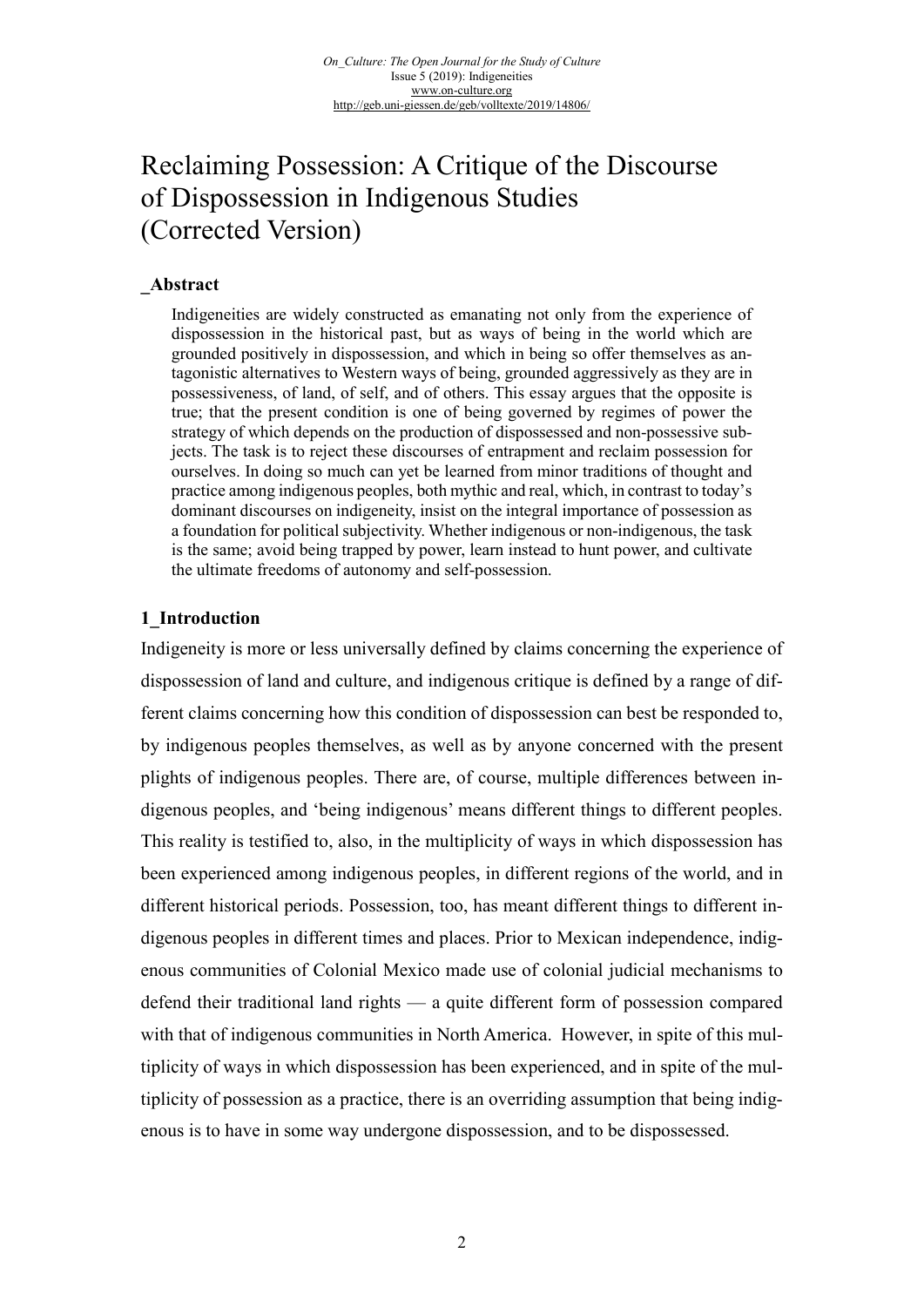# Reclaiming Possession: A Critique of the Discourse of Dispossession in Indigenous Studies (Corrected Version)

## _Abstract

Indigeneities are widely constructed as emanating not only from the experience of dispossession in the historical past, but as ways of being in the world which are grounded positively in dispossession, and which in being so offer themselves as antagonistic alternatives to Western ways of being, grounded aggressively as they are in possessiveness, of land, of self, and of others. This essay argues that the opposite is true; that the present condition is one of being governed by regimes of power the strategy of which depends on the production of dispossessed and non-possessive subjects. The task is to reject these discourses of entrapment and reclaim possession for ourselves. In doing so much can yet be learned from minor traditions of thought and practice among indigenous peoples, both mythic and real, which, in contrast to today's dominant discourses on indigeneity, insist on the integral importance of possession as a foundation for political subjectivity. Whether indigenous or non-indigenous, the task is the same; avoid being trapped by power, learn instead to hunt power, and cultivate the ultimate freedoms of autonomy and self-possession.

## 1_Introduction

Indigeneity is more or less universally defined by claims concerning the experience of dispossession of land and culture, and indigenous critique is defined by a range of different claims concerning how this condition of dispossession can best be responded to, by indigenous peoples themselves, as well as by anyone concerned with the present plights of indigenous peoples. There are, of course, multiple differences between indigenous peoples, and 'being indigenous' means different things to different peoples. This reality is testified to, also, in the multiplicity of ways in which dispossession has been experienced among indigenous peoples, in different regions of the world, and in different historical periods. Possession, too, has meant different things to different indigenous peoples in different times and places. Prior to Mexican independence, indigenous communities of Colonial Mexico made use of colonial judicial mechanisms to defend their traditional land rights — a quite different form of possession compared with that of indigenous communities in North America. However, in spite of this multiplicity of ways in which dispossession has been experienced, and in spite of the multiplicity of possession as a practice, there is an overriding assumption that being indigenous is to have in some way undergone dispossession, and to be dispossessed.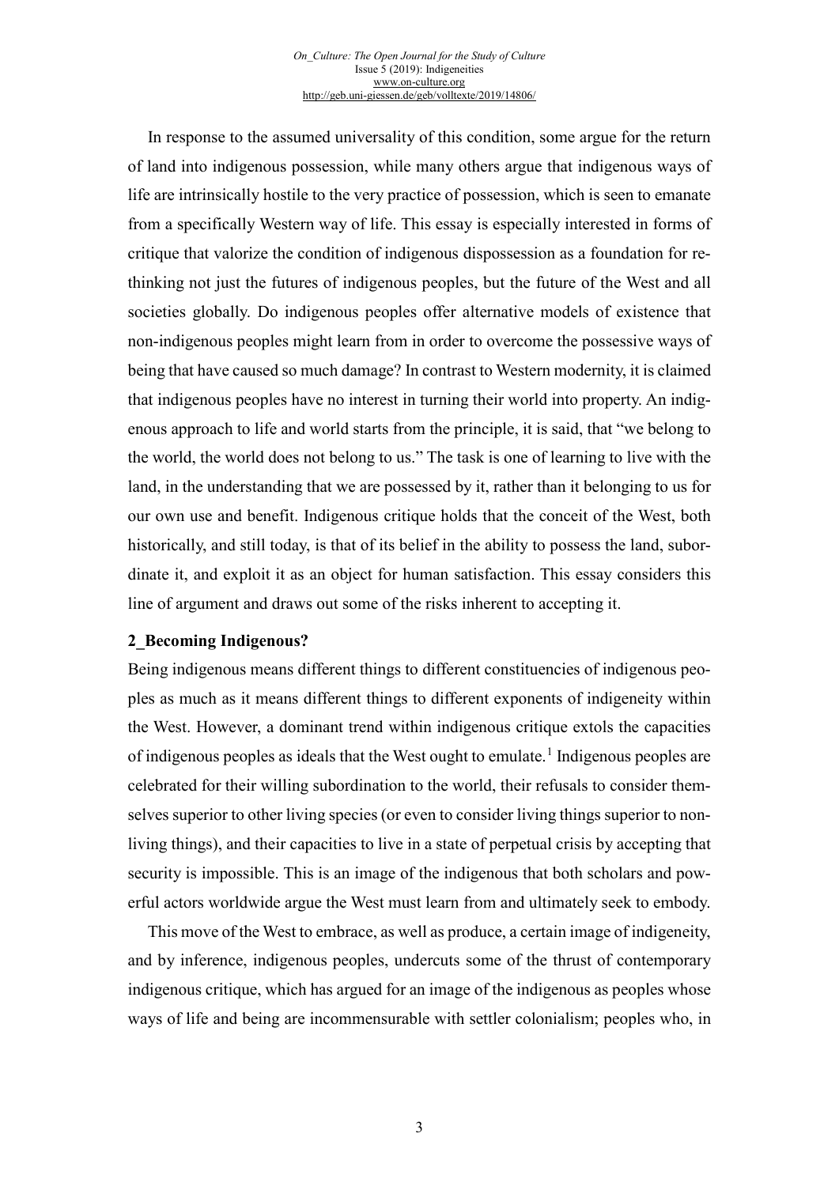In response to the assumed universality of this condition, some argue for the return of land into indigenous possession, while many others argue that indigenous ways of life are intrinsically hostile to the very practice of possession, which is seen to emanate from a specifically Western way of life. This essay is especially interested in forms of critique that valorize the condition of indigenous dispossession as a foundation for re-thinking not just the futures of indigenous peoples, but the future of the West and all societies globally. Do indigenous peoples offer alternative models of existence that non-indigenous peoples might learn from in order to overcome the possessive ways of being that have caused so much damage? In contrast to Western modernity, it is claimed that indigenous peoples have no interest in turning their world into property. An indigenous approach to life and world starts from the principle, it is said, that "we belong to the world, the world does not belong to us." The task is one of learning to live with the land, in the understanding that we are possessed by it, rather than it belonging to us for our own use and benefit. Indigenous critique holds that the conceit of the West, both historically, and still today, is that of its belief in the ability to possess the land, subordinate it, and exploit it as an object for human satisfaction. This essay considers this line of argument and draws out some of the risks inherent to accepting it.

## 2_Becoming Indigenous?

Being indigenous means different things to different constituencies of indigenous peoples as much as it means different things to different exponents of indigeneity within the West. However, a dominant trend within indigenous critique extols the capacities of indigenous peoples as ideals that the West ought to emulate.[1] Indigenous peoples are celebrated for their willing subordination to the world, their refusals to consider themselves superior to other living species (or even to consider living things superior to non-living things), and their capacities to live in a state of perpetual crisis by accepting that security is impossible. This is an image of the indigenous that both scholars and powerful actors worldwide argue the West must learn from and ultimately seek to embody.

This move of the West to embrace, as well as produce, a certain image of indigeneity, and by inference, indigenous peoples, undercuts some of the thrust of contemporary indigenous critique, which has argued for an image of the indigenous as peoples whose ways of life and being are incommensurable with settler colonialism; peoples who, in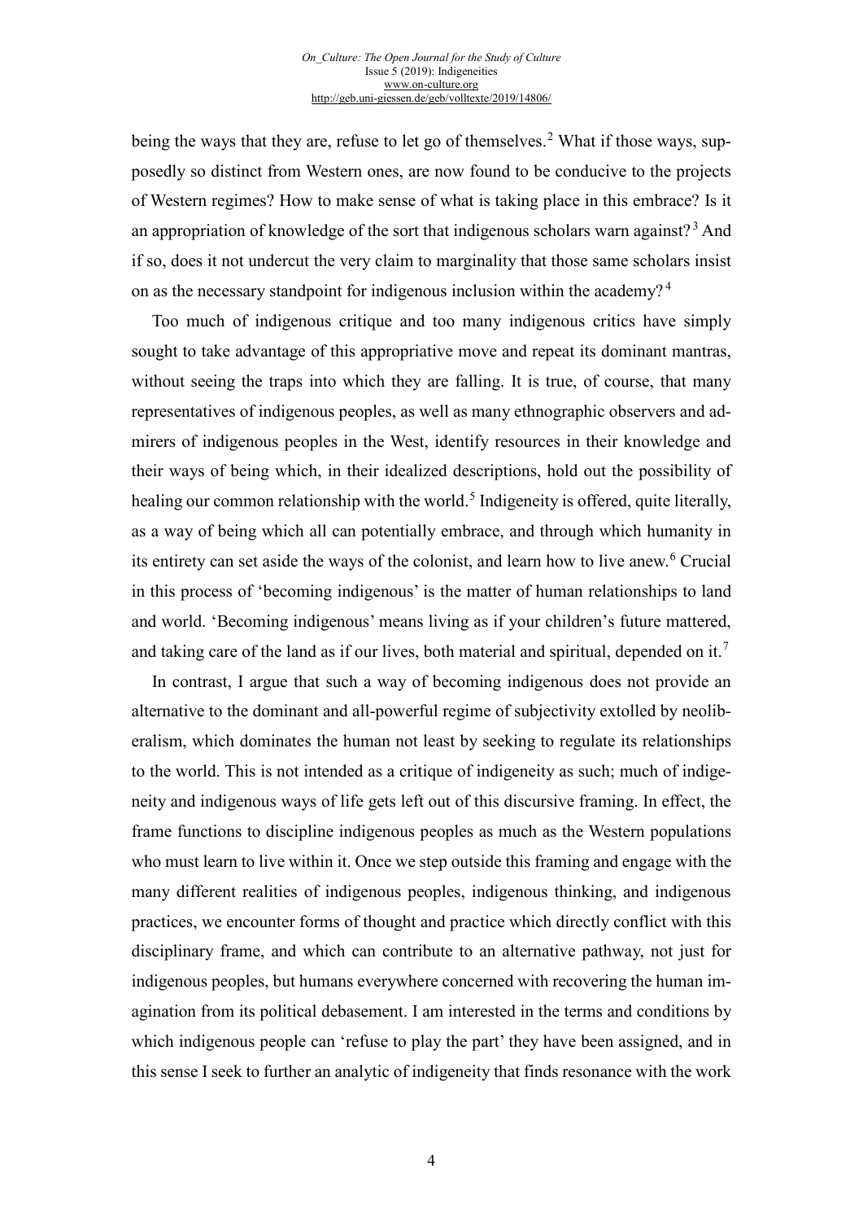being the ways that they are, refuse to let go of themselves.[2] What if those ways, supposedly so distinct from Western ones, are now found to be conducive to the projects of Western regimes? How to make sense of what is taking place in this embrace? Is it an appropriation of knowledge of the sort that indigenous scholars warn against?[3] And if so, does it not undercut the very claim to marginality that those same scholars insist on as the necessary standpoint for indigenous inclusion within the academy?[4]

Too much of indigenous critique and too many indigenous critics have simply sought to take advantage of this appropriative move and repeat its dominant mantras, without seeing the traps into which they are falling. It is true, of course, that many representatives of indigenous peoples, as well as many ethnographic observers and admirers of indigenous peoples in the West, identify resources in their knowledge and their ways of being which, in their idealized descriptions, hold out the possibility of healing our common relationship with the world.[5] Indigeneity is offered, quite literally, as a way of being which all can potentially embrace, and through which humanity in its entirety can set aside the ways of the colonist, and learn how to live anew.[6] Crucial in this process of 'becoming indigenous' is the matter of human relationships to land and world. 'Becoming indigenous' means living as if your children's future mattered, and taking care of the land as if our lives, both material and spiritual, depended on it.[7]

In contrast, I argue that such a way of becoming indigenous does not provide an alternative to the dominant and all-powerful regime of subjectivity extolled by neoliberalism, which dominates the human not least by seeking to regulate its relationships to the world. This is not intended as a critique of indigeneity as such; much of indigeneity and indigenous ways of life gets left out of this discursive framing. In effect, the frame functions to discipline indigenous peoples as much as the Western populations who must learn to live within it. Once we step outside this framing and engage with the many different realities of indigenous peoples, indigenous thinking, and indigenous practices, we encounter forms of thought and practice which directly conflict with this disciplinary frame, and which can contribute to an alternative pathway, not just for indigenous peoples, but humans everywhere concerned with recovering the human imagination from its political debasement. I am interested in the terms and conditions by which indigenous people can 'refuse to play the part' they have been assigned, and in this sense I seek to further an analytic of indigeneity that finds resonance with the work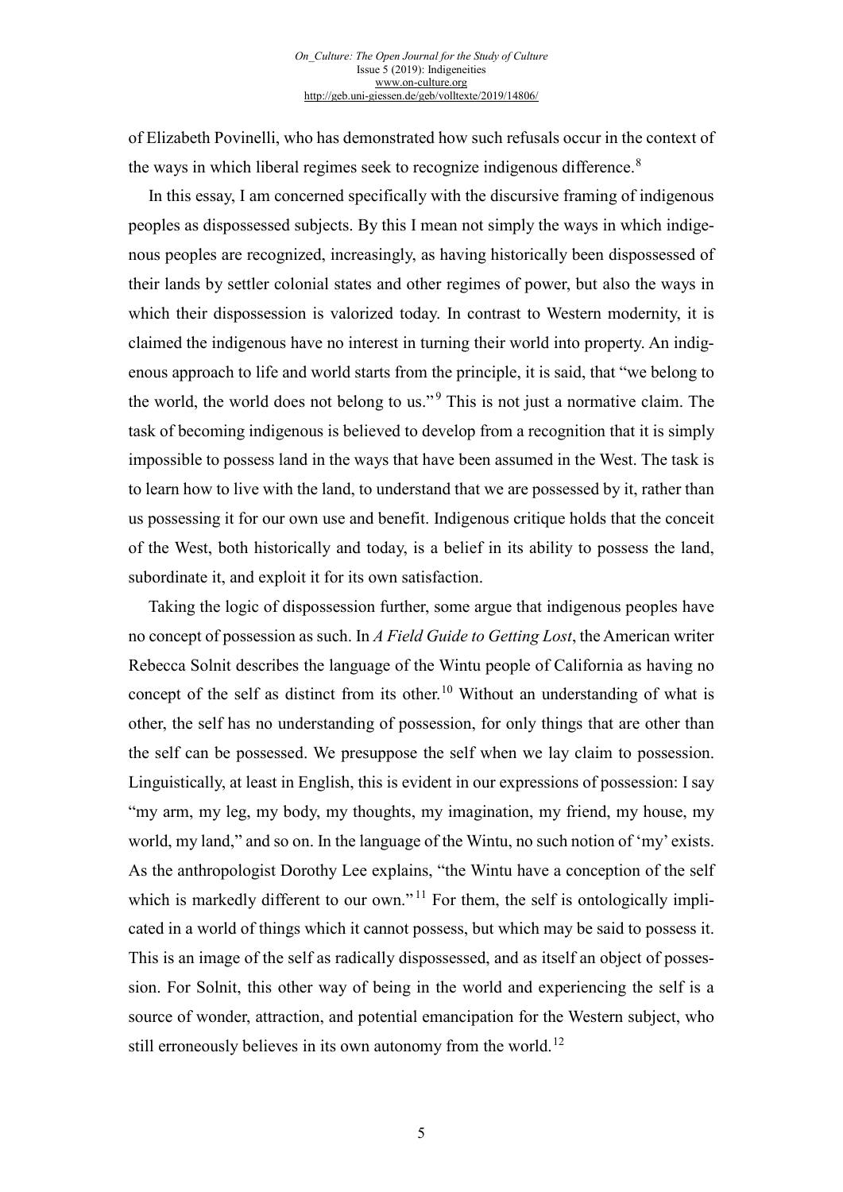of Elizabeth Povinelli, who has demonstrated how such refusals occur in the context of the ways in which liberal regimes seek to recognize indigenous difference.[8]

In this essay, I am concerned specifically with the discursive framing of indigenous peoples as dispossessed subjects. By this I mean not simply the ways in which indigenous peoples are recognized, increasingly, as having historically been dispossessed of their lands by settler colonial states and other regimes of power, but also the ways in which their dispossession is valorized today. In contrast to Western modernity, it is claimed the indigenous have no interest in turning their world into property. An indigenous approach to life and world starts from the principle, it is said, that "we belong to the world, the world does not belong to us."[9] This is not just a normative claim. The task of becoming indigenous is believed to develop from a recognition that it is simply impossible to possess land in the ways that have been assumed in the West. The task is to learn how to live with the land, to understand that we are possessed by it, rather than us possessing it for our own use and benefit. Indigenous critique holds that the conceit of the West, both historically and today, is a belief in its ability to possess the land, subordinate it, and exploit it for its own satisfaction.

Taking the logic of dispossession further, some argue that indigenous peoples have no concept of possession as such. In *A Field Guide to Getting Lost*, the American writer Rebecca Solnit describes the language of the Wintu people of California as having no concept of the self as distinct from its other.[10] Without an understanding of what is other, the self has no understanding of possession, for only things that are other than the self can be possessed. We presuppose the self when we lay claim to possession. Linguistically, at least in English, this is evident in our expressions of possession: I say "my arm, my leg, my body, my thoughts, my imagination, my friend, my house, my world, my land," and so on. In the language of the Wintu, no such notion of 'my' exists. As the anthropologist Dorothy Lee explains, "the Wintu have a conception of the self which is markedly different to our own."[11] For them, the self is ontologically implicated in a world of things which it cannot possess, but which may be said to possess it. This is an image of the self as radically dispossessed, and as itself an object of possession. For Solnit, this other way of being in the world and experiencing the self is a source of wonder, attraction, and potential emancipation for the Western subject, who still erroneously believes in its own autonomy from the world.[12]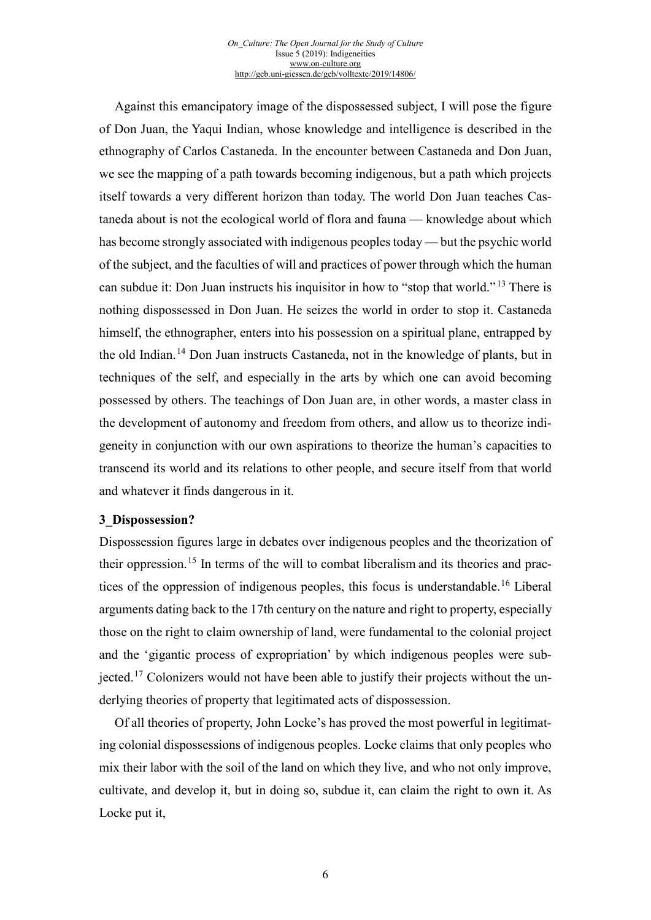Against this emancipatory image of the dispossessed subject, I will pose the figure of Don Juan, the Yaqui Indian, whose knowledge and intelligence is described in the ethnography of Carlos Castaneda. In the encounter between Castaneda and Don Juan, we see the mapping of a path towards becoming indigenous, but a path which projects itself towards a very different horizon than today. The world Don Juan teaches Castaneda about is not the ecological world of flora and fauna — knowledge about which has become strongly associated with indigenous peoples today — but the psychic world of the subject, and the faculties of will and practices of power through which the human can subdue it: Don Juan instructs his inquisitor in how to "stop that world."[13] There is nothing dispossessed in Don Juan. He seizes the world in order to stop it. Castaneda himself, the ethnographer, enters into his possession on a spiritual plane, entrapped by the old Indian.[14] Don Juan instructs Castaneda, not in the knowledge of plants, but in techniques of the self, and especially in the arts by which one can avoid becoming possessed by others. The teachings of Don Juan are, in other words, a master class in the development of autonomy and freedom from others, and allow us to theorize indigeneity in conjunction with our own aspirations to theorize the human's capacities to transcend its world and its relations to other people, and secure itself from that world and whatever it finds dangerous in it.

## 3_Dispossession?

Dispossession figures large in debates over indigenous peoples and the theorization of their oppression.[15] In terms of the will to combat liberalism and its theories and practices of the oppression of indigenous peoples, this focus is understandable.[16] Liberal arguments dating back to the 17th century on the nature and right to property, especially those on the right to claim ownership of land, were fundamental to the colonial project and the 'gigantic process of expropriation' by which indigenous peoples were subjected.[17] Colonizers would not have been able to justify their projects without the underlying theories of property that legitimated acts of dispossession.

Of all theories of property, John Locke's has proved the most powerful in legitimating colonial dispossessions of indigenous peoples. Locke claims that only peoples who mix their labor with the soil of the land on which they live, and who not only improve, cultivate, and develop it, but in doing so, subdue it, can claim the right to own it. As Locke put it,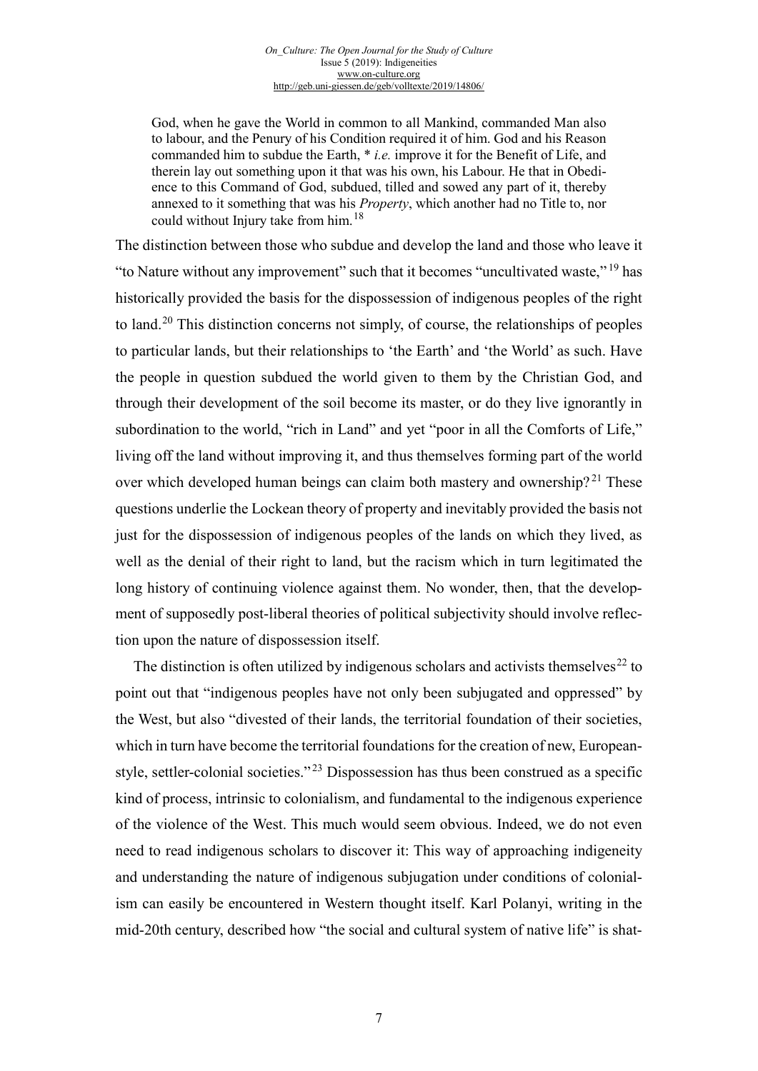> God, when he gave the World in common to all Mankind, commanded Man also to labour, and the Penury of his Condition required it of him. God and his Reason commanded him to subdue the Earth, * *i.e.* improve it for the Benefit of Life, and therein lay out something upon it that was his own, his Labour. He that in Obedience to this Command of God, subdued, tilled and sowed any part of it, thereby annexed to it something that was his *Property*, which another had no Title to, nor could without Injury take from him.[18]

The distinction between those who subdue and develop the land and those who leave it "to Nature without any improvement" such that it becomes "uncultivated waste,"[19] has historically provided the basis for the dispossession of indigenous peoples of the right to land.[20] This distinction concerns not simply, of course, the relationships of peoples to particular lands, but their relationships to 'the Earth' and 'the World' as such. Have the people in question subdued the world given to them by the Christian God, and through their development of the soil become its master, or do they live ignorantly in subordination to the world, "rich in Land" and yet "poor in all the Comforts of Life," living off the land without improving it, and thus themselves forming part of the world over which developed human beings can claim both mastery and ownership?[21] These questions underlie the Lockean theory of property and inevitably provided the basis not just for the dispossession of indigenous peoples of the lands on which they lived, as well as the denial of their right to land, but the racism which in turn legitimated the long history of continuing violence against them. No wonder, then, that the development of supposedly post-liberal theories of political subjectivity should involve reflection upon the nature of dispossession itself.

The distinction is often utilized by indigenous scholars and activists themselves[22] to point out that "indigenous peoples have not only been subjugated and oppressed" by the West, but also "divested of their lands, the territorial foundation of their societies, which in turn have become the territorial foundations for the creation of new, European-style, settler-colonial societies."[23] Dispossession has thus been construed as a specific kind of process, intrinsic to colonialism, and fundamental to the indigenous experience of the violence of the West. This much would seem obvious. Indeed, we do not even need to read indigenous scholars to discover it: This way of approaching indigeneity and understanding the nature of indigenous subjugation under conditions of colonialism can easily be encountered in Western thought itself. Karl Polanyi, writing in the mid-20th century, described how "the social and cultural system of native life" is shat-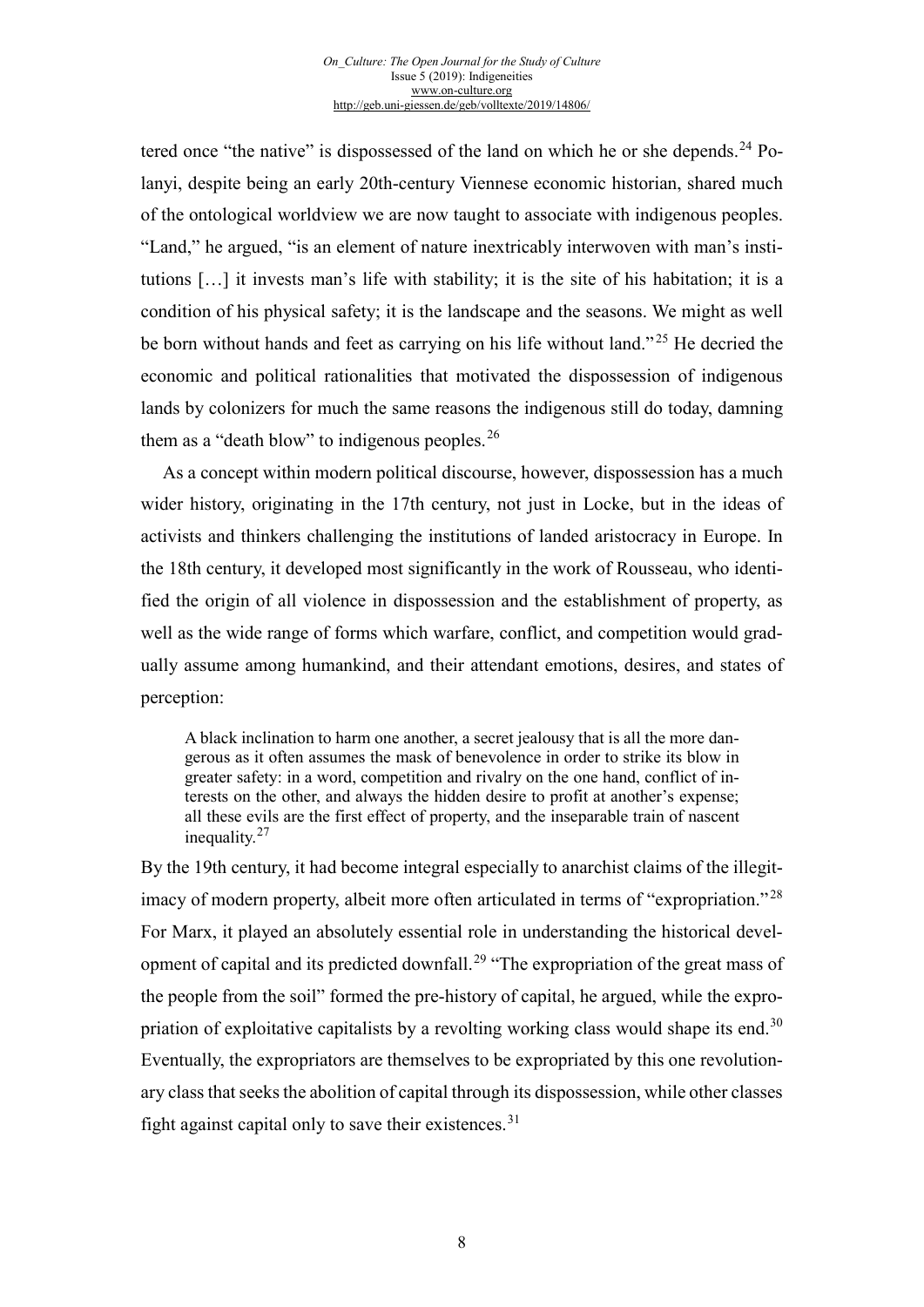tered once "the native" is dispossessed of the land on which he or she depends.[24] Polanyi, despite being an early 20th-century Viennese economic historian, shared much of the ontological worldview we are now taught to associate with indigenous peoples. "Land," he argued, "is an element of nature inextricably interwoven with man's institutions […] it invests man's life with stability; it is the site of his habitation; it is a condition of his physical safety; it is the landscape and the seasons. We might as well be born without hands and feet as carrying on his life without land."[25] He decried the economic and political rationalities that motivated the dispossession of indigenous lands by colonizers for much the same reasons the indigenous still do today, damning them as a "death blow" to indigenous peoples.[26]

As a concept within modern political discourse, however, dispossession has a much wider history, originating in the 17th century, not just in Locke, but in the ideas of activists and thinkers challenging the institutions of landed aristocracy in Europe. In the 18th century, it developed most significantly in the work of Rousseau, who identified the origin of all violence in dispossession and the establishment of property, as well as the wide range of forms which warfare, conflict, and competition would gradually assume among humankind, and their attendant emotions, desires, and states of perception:

> A black inclination to harm one another, a secret jealousy that is all the more dangerous as it often assumes the mask of benevolence in order to strike its blow in greater safety: in a word, competition and rivalry on the one hand, conflict of interests on the other, and always the hidden desire to profit at another's expense; all these evils are the first effect of property, and the inseparable train of nascent inequality.[27]

By the 19th century, it had become integral especially to anarchist claims of the illegitimacy of modern property, albeit more often articulated in terms of "expropriation."[28] For Marx, it played an absolutely essential role in understanding the historical development of capital and its predicted downfall.[29] "The expropriation of the great mass of the people from the soil" formed the pre-history of capital, he argued, while the expropriation of exploitative capitalists by a revolting working class would shape its end.[30] Eventually, the expropriators are themselves to be expropriated by this one revolutionary class that seeks the abolition of capital through its dispossession, while other classes fight against capital only to save their existences.[31]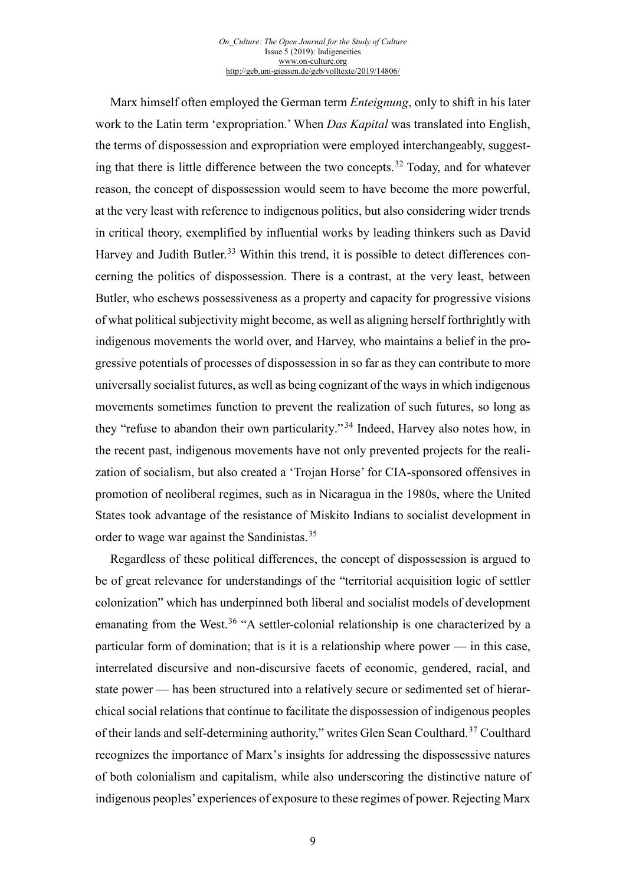Marx himself often employed the German term *Enteignung*, only to shift in his later work to the Latin term 'expropriation.' When *Das Kapital* was translated into English, the terms of dispossession and expropriation were employed interchangeably, suggesting that there is little difference between the two concepts.[32] Today, and for whatever reason, the concept of dispossession would seem to have become the more powerful, at the very least with reference to indigenous politics, but also considering wider trends in critical theory, exemplified by influential works by leading thinkers such as David Harvey and Judith Butler.[33] Within this trend, it is possible to detect differences concerning the politics of dispossession. There is a contrast, at the very least, between Butler, who eschews possessiveness as a property and capacity for progressive visions of what political subjectivity might become, as well as aligning herself forthrightly with indigenous movements the world over, and Harvey, who maintains a belief in the progressive potentials of processes of dispossession in so far as they can contribute to more universally socialist futures, as well as being cognizant of the ways in which indigenous movements sometimes function to prevent the realization of such futures, so long as they "refuse to abandon their own particularity."[34] Indeed, Harvey also notes how, in the recent past, indigenous movements have not only prevented projects for the realization of socialism, but also created a 'Trojan Horse' for CIA-sponsored offensives in promotion of neoliberal regimes, such as in Nicaragua in the 1980s, where the United States took advantage of the resistance of Miskito Indians to socialist development in order to wage war against the Sandinistas.[35]

Regardless of these political differences, the concept of dispossession is argued to be of great relevance for understandings of the "territorial acquisition logic of settler colonization" which has underpinned both liberal and socialist models of development emanating from the West.[36] "A settler-colonial relationship is one characterized by a particular form of domination; that is it is a relationship where power — in this case, interrelated discursive and non-discursive facets of economic, gendered, racial, and state power — has been structured into a relatively secure or sedimented set of hierarchical social relations that continue to facilitate the dispossession of indigenous peoples of their lands and self-determining authority," writes Glen Sean Coulthard.[37] Coulthard recognizes the importance of Marx's insights for addressing the dispossessive natures of both colonialism and capitalism, while also underscoring the distinctive nature of indigenous peoples' experiences of exposure to these regimes of power. Rejecting Marx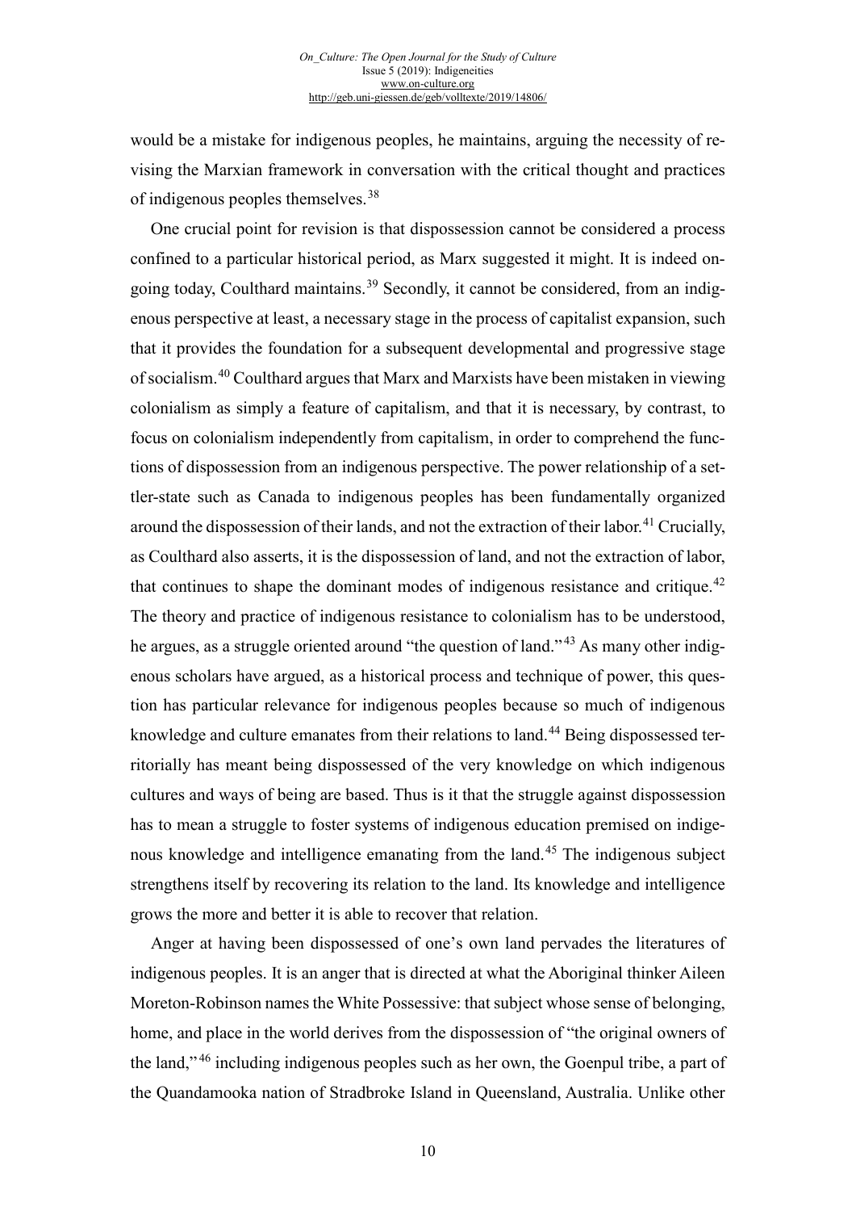would be a mistake for indigenous peoples, he maintains, arguing the necessity of revising the Marxian framework in conversation with the critical thought and practices of indigenous peoples themselves.[38]

One crucial point for revision is that dispossession cannot be considered a process confined to a particular historical period, as Marx suggested it might. It is indeed ongoing today, Coulthard maintains.[39] Secondly, it cannot be considered, from an indigenous perspective at least, a necessary stage in the process of capitalist expansion, such that it provides the foundation for a subsequent developmental and progressive stage of socialism.[40] Coulthard argues that Marx and Marxists have been mistaken in viewing colonialism as simply a feature of capitalism, and that it is necessary, by contrast, to focus on colonialism independently from capitalism, in order to comprehend the functions of dispossession from an indigenous perspective. The power relationship of a settler-state such as Canada to indigenous peoples has been fundamentally organized around the dispossession of their lands, and not the extraction of their labor.[41] Crucially, as Coulthard also asserts, it is the dispossession of land, and not the extraction of labor, that continues to shape the dominant modes of indigenous resistance and critique.[42] The theory and practice of indigenous resistance to colonialism has to be understood, he argues, as a struggle oriented around "the question of land."[43] As many other indigenous scholars have argued, as a historical process and technique of power, this question has particular relevance for indigenous peoples because so much of indigenous knowledge and culture emanates from their relations to land.[44] Being dispossessed territorially has meant being dispossessed of the very knowledge on which indigenous cultures and ways of being are based. Thus is it that the struggle against dispossession has to mean a struggle to foster systems of indigenous education premised on indigenous knowledge and intelligence emanating from the land.[45] The indigenous subject strengthens itself by recovering its relation to the land. Its knowledge and intelligence grows the more and better it is able to recover that relation.

Anger at having been dispossessed of one's own land pervades the literatures of indigenous peoples. It is an anger that is directed at what the Aboriginal thinker Aileen Moreton-Robinson names the White Possessive: that subject whose sense of belonging, home, and place in the world derives from the dispossession of "the original owners of the land,"[46] including indigenous peoples such as her own, the Goenpul tribe, a part of the Quandamooka nation of Stradbroke Island in Queensland, Australia. Unlike other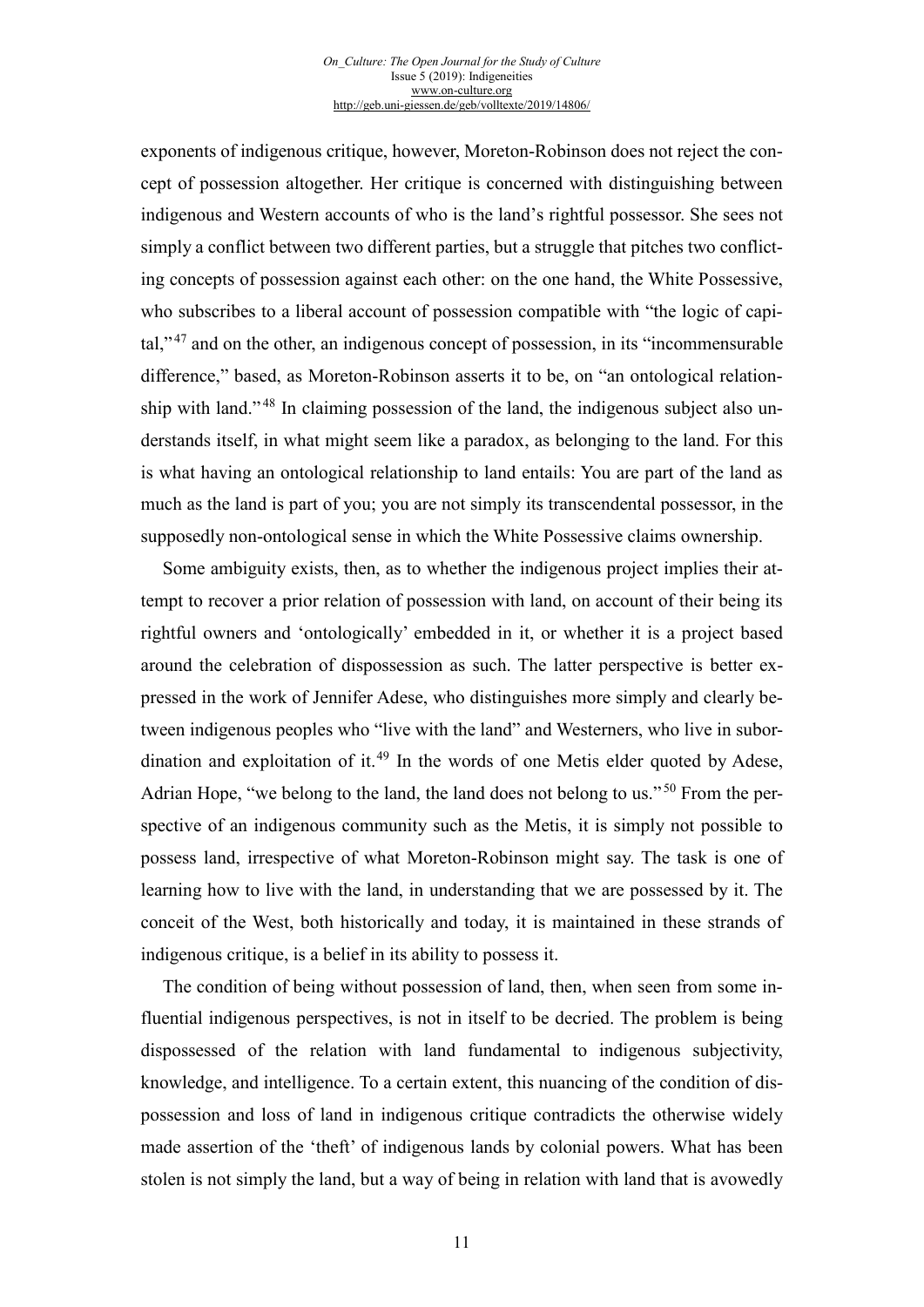exponents of indigenous critique, however, Moreton-Robinson does not reject the concept of possession altogether. Her critique is concerned with distinguishing between indigenous and Western accounts of who is the land's rightful possessor. She sees not simply a conflict between two different parties, but a struggle that pitches two conflicting concepts of possession against each other: on the one hand, the White Possessive, who subscribes to a liberal account of possession compatible with "the logic of capital,"[47] and on the other, an indigenous concept of possession, in its "incommensurable difference," based, as Moreton-Robinson asserts it to be, on "an ontological relationship with land."[48] In claiming possession of the land, the indigenous subject also understands itself, in what might seem like a paradox, as belonging to the land. For this is what having an ontological relationship to land entails: You are part of the land as much as the land is part of you; you are not simply its transcendental possessor, in the supposedly non-ontological sense in which the White Possessive claims ownership.

Some ambiguity exists, then, as to whether the indigenous project implies their attempt to recover a prior relation of possession with land, on account of their being its rightful owners and 'ontologically' embedded in it, or whether it is a project based around the celebration of dispossession as such. The latter perspective is better expressed in the work of Jennifer Adese, who distinguishes more simply and clearly between indigenous peoples who "live with the land" and Westerners, who live in subordination and exploitation of it.[49] In the words of one Metis elder quoted by Adese, Adrian Hope, "we belong to the land, the land does not belong to us."[50] From the perspective of an indigenous community such as the Metis, it is simply not possible to possess land, irrespective of what Moreton-Robinson might say. The task is one of learning how to live with the land, in understanding that we are possessed by it. The conceit of the West, both historically and today, it is maintained in these strands of indigenous critique, is a belief in its ability to possess it.

The condition of being without possession of land, then, when seen from some influential indigenous perspectives, is not in itself to be decried. The problem is being dispossessed of the relation with land fundamental to indigenous subjectivity, knowledge, and intelligence. To a certain extent, this nuancing of the condition of dispossession and loss of land in indigenous critique contradicts the otherwise widely made assertion of the 'theft' of indigenous lands by colonial powers. What has been stolen is not simply the land, but a way of being in relation with land that is avowedly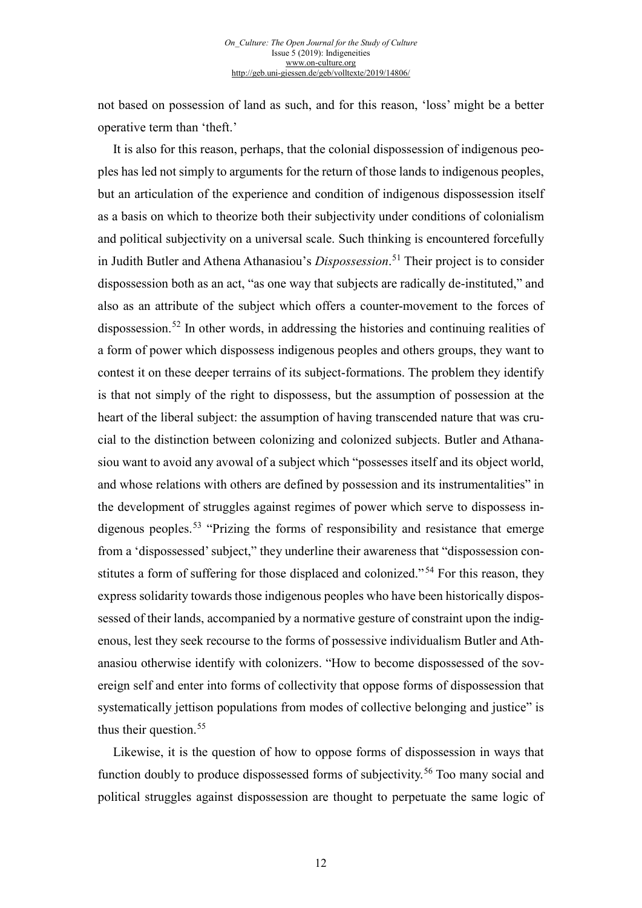not based on possession of land as such, and for this reason, 'loss' might be a better operative term than 'theft.'

It is also for this reason, perhaps, that the colonial dispossession of indigenous peoples has led not simply to arguments for the return of those lands to indigenous peoples, but an articulation of the experience and condition of indigenous dispossession itself as a basis on which to theorize both their subjectivity under conditions of colonialism and political subjectivity on a universal scale. Such thinking is encountered forcefully in Judith Butler and Athena Athanasiou's *Dispossession*.[51] Their project is to consider dispossession both as an act, "as one way that subjects are radically de-instituted," and also as an attribute of the subject which offers a counter-movement to the forces of dispossession.[52] In other words, in addressing the histories and continuing realities of a form of power which dispossess indigenous peoples and others groups, they want to contest it on these deeper terrains of its subject-formations. The problem they identify is that not simply of the right to dispossess, but the assumption of possession at the heart of the liberal subject: the assumption of having transcended nature that was crucial to the distinction between colonizing and colonized subjects. Butler and Athanasiou want to avoid any avowal of a subject which "possesses itself and its object world, and whose relations with others are defined by possession and its instrumentalities" in the development of struggles against regimes of power which serve to dispossess indigenous peoples.[53] "Prizing the forms of responsibility and resistance that emerge from a 'dispossessed' subject," they underline their awareness that "dispossession constitutes a form of suffering for those displaced and colonized."[54] For this reason, they express solidarity towards those indigenous peoples who have been historically dispossessed of their lands, accompanied by a normative gesture of constraint upon the indigenous, lest they seek recourse to the forms of possessive individualism Butler and Athanasiou otherwise identify with colonizers. "How to become dispossessed of the sovereign self and enter into forms of collectivity that oppose forms of dispossession that systematically jettison populations from modes of collective belonging and justice" is thus their question.[55]

Likewise, it is the question of how to oppose forms of dispossession in ways that function doubly to produce dispossessed forms of subjectivity.[56] Too many social and political struggles against dispossession are thought to perpetuate the same logic of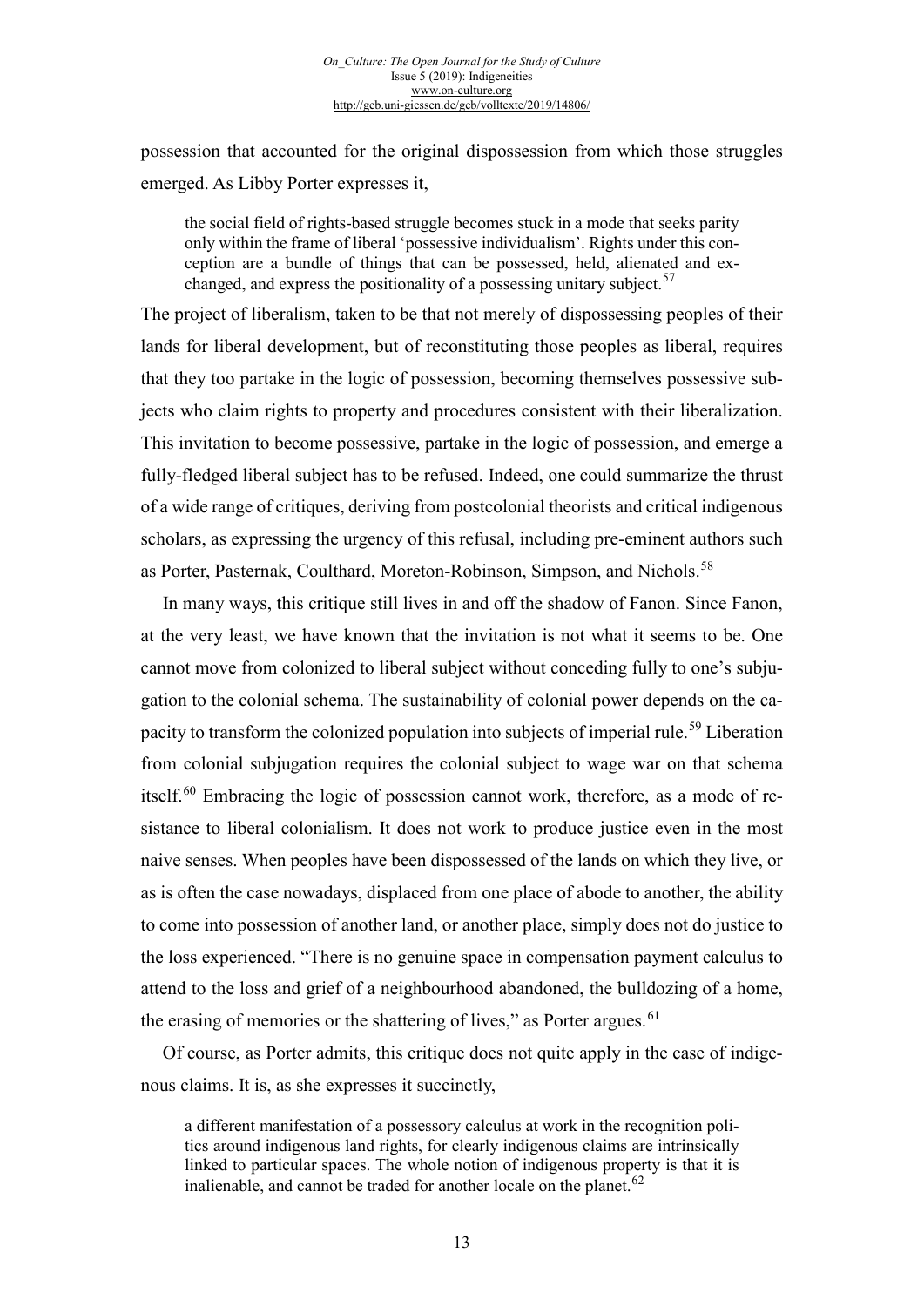possession that accounted for the original dispossession from which those struggles emerged. As Libby Porter expresses it,

> the social field of rights-based struggle becomes stuck in a mode that seeks parity only within the frame of liberal 'possessive individualism'. Rights under this conception are a bundle of things that can be possessed, held, alienated and exchanged, and express the positionality of a possessing unitary subject.[57]

The project of liberalism, taken to be that not merely of dispossessing peoples of their lands for liberal development, but of reconstituting those peoples as liberal, requires that they too partake in the logic of possession, becoming themselves possessive subjects who claim rights to property and procedures consistent with their liberalization. This invitation to become possessive, partake in the logic of possession, and emerge a fully-fledged liberal subject has to be refused. Indeed, one could summarize the thrust of a wide range of critiques, deriving from postcolonial theorists and critical indigenous scholars, as expressing the urgency of this refusal, including pre-eminent authors such as Porter, Pasternak, Coulthard, Moreton-Robinson, Simpson, and Nichols.[58]

In many ways, this critique still lives in and off the shadow of Fanon. Since Fanon, at the very least, we have known that the invitation is not what it seems to be. One cannot move from colonized to liberal subject without conceding fully to one's subjugation to the colonial schema. The sustainability of colonial power depends on the capacity to transform the colonized population into subjects of imperial rule.[59] Liberation from colonial subjugation requires the colonial subject to wage war on that schema itself.[60] Embracing the logic of possession cannot work, therefore, as a mode of resistance to liberal colonialism. It does not work to produce justice even in the most naive senses. When peoples have been dispossessed of the lands on which they live, or as is often the case nowadays, displaced from one place of abode to another, the ability to come into possession of another land, or another place, simply does not do justice to the loss experienced. "There is no genuine space in compensation payment calculus to attend to the loss and grief of a neighbourhood abandoned, the bulldozing of a home, the erasing of memories or the shattering of lives," as Porter argues.[61]

Of course, as Porter admits, this critique does not quite apply in the case of indigenous claims. It is, as she expresses it succinctly,

> a different manifestation of a possessory calculus at work in the recognition politics around indigenous land rights, for clearly indigenous claims are intrinsically linked to particular spaces. The whole notion of indigenous property is that it is inalienable, and cannot be traded for another locale on the planet.[62]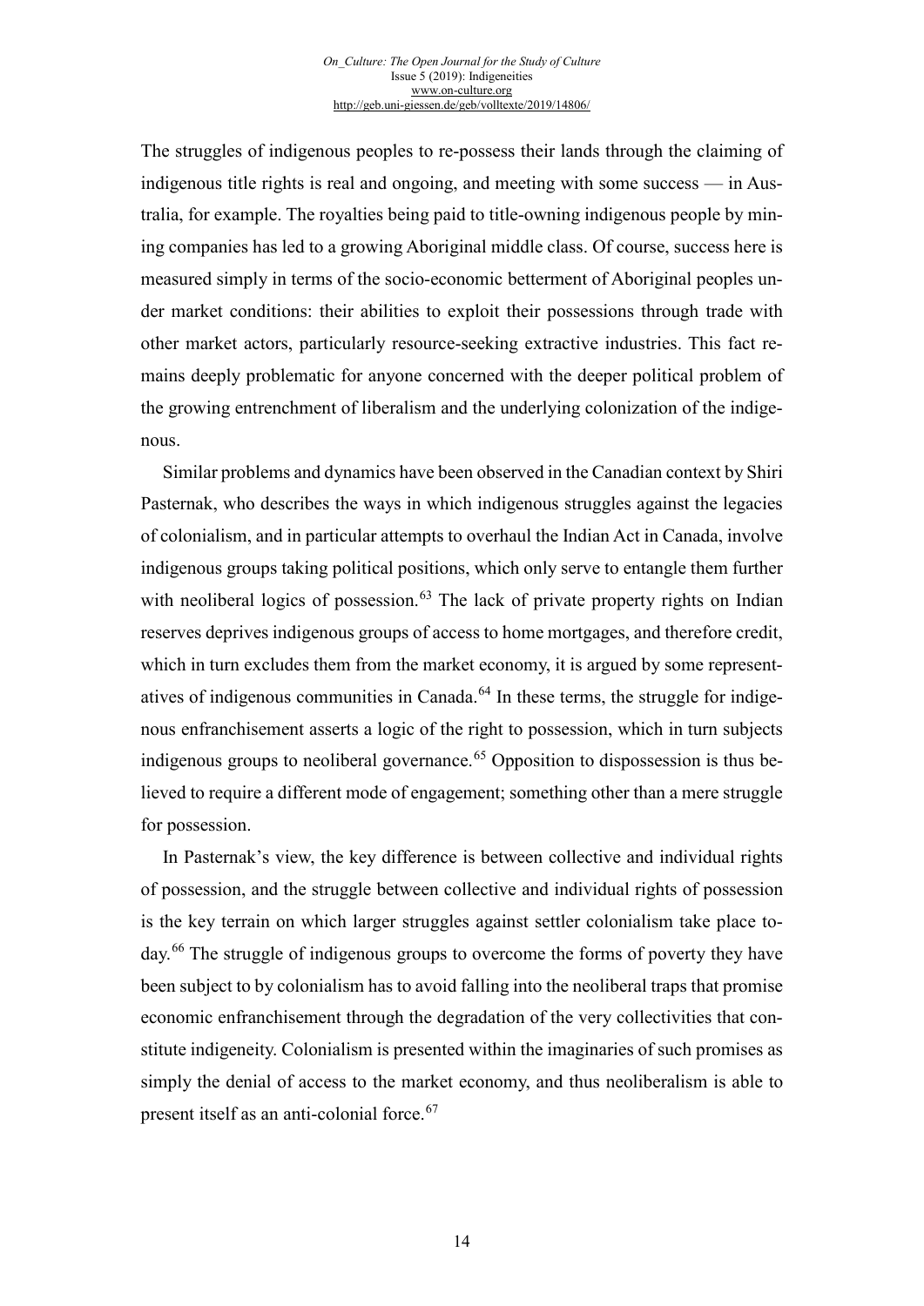The struggles of indigenous peoples to re-possess their lands through the claiming of indigenous title rights is real and ongoing, and meeting with some success — in Australia, for example. The royalties being paid to title-owning indigenous people by mining companies has led to a growing Aboriginal middle class. Of course, success here is measured simply in terms of the socio-economic betterment of Aboriginal peoples under market conditions: their abilities to exploit their possessions through trade with other market actors, particularly resource-seeking extractive industries. This fact remains deeply problematic for anyone concerned with the deeper political problem of the growing entrenchment of liberalism and the underlying colonization of the indigenous.

Similar problems and dynamics have been observed in the Canadian context by Shiri Pasternak, who describes the ways in which indigenous struggles against the legacies of colonialism, and in particular attempts to overhaul the Indian Act in Canada, involve indigenous groups taking political positions, which only serve to entangle them further with neoliberal logics of possession.[63] The lack of private property rights on Indian reserves deprives indigenous groups of access to home mortgages, and therefore credit, which in turn excludes them from the market economy, it is argued by some representatives of indigenous communities in Canada.[64] In these terms, the struggle for indigenous enfranchisement asserts a logic of the right to possession, which in turn subjects indigenous groups to neoliberal governance.[65] Opposition to dispossession is thus believed to require a different mode of engagement; something other than a mere struggle for possession.

In Pasternak's view, the key difference is between collective and individual rights of possession, and the struggle between collective and individual rights of possession is the key terrain on which larger struggles against settler colonialism take place today.[66] The struggle of indigenous groups to overcome the forms of poverty they have been subject to by colonialism has to avoid falling into the neoliberal traps that promise economic enfranchisement through the degradation of the very collectivities that constitute indigeneity. Colonialism is presented within the imaginaries of such promises as simply the denial of access to the market economy, and thus neoliberalism is able to present itself as an anti-colonial force.[67]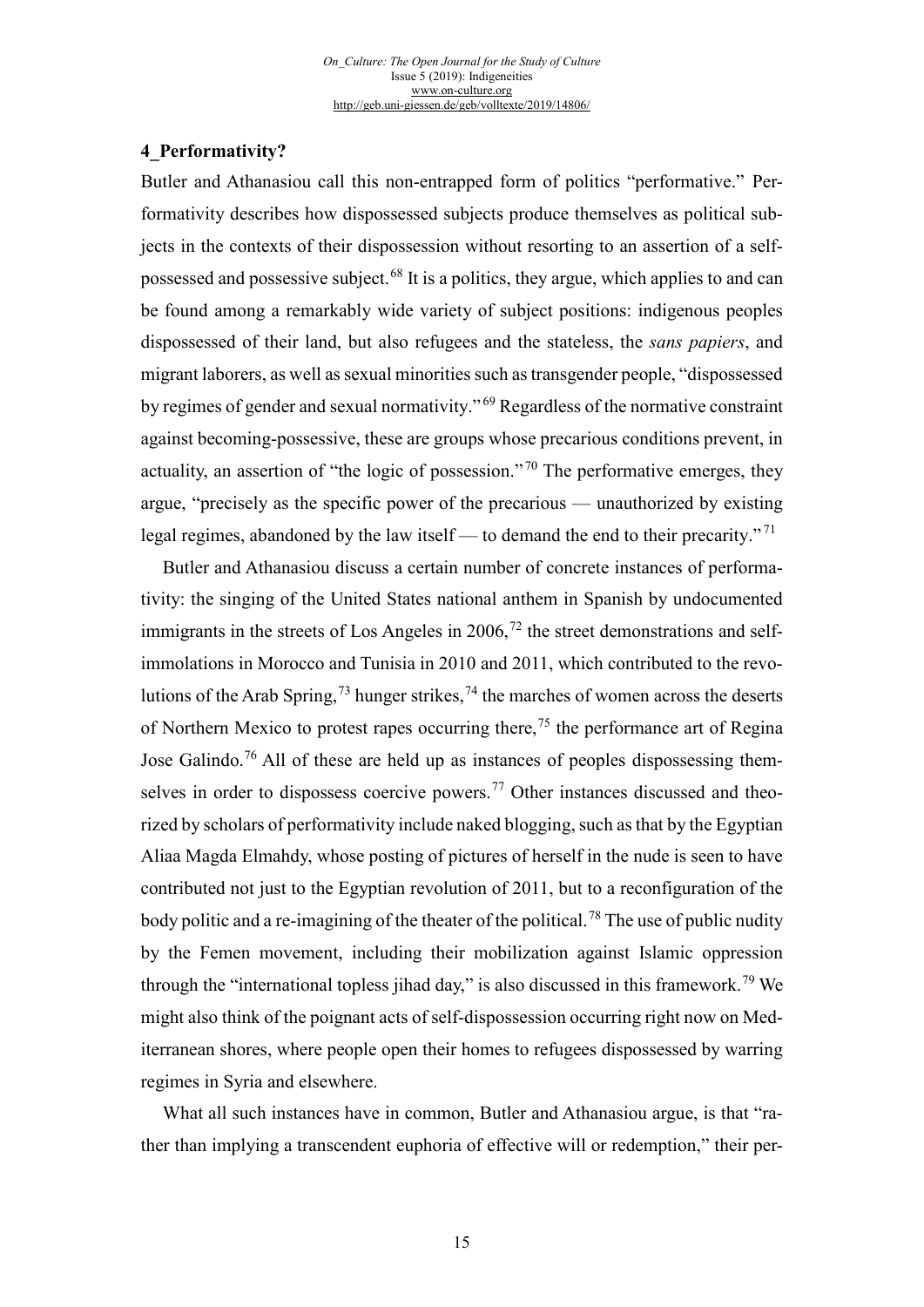## 4_Performativity?

Butler and Athanasiou call this non-entrapped form of politics "performative." Performativity describes how dispossessed subjects produce themselves as political subjects in the contexts of their dispossession without resorting to an assertion of a self-possessed and possessive subject.[68] It is a politics, they argue, which applies to and can be found among a remarkably wide variety of subject positions: indigenous peoples dispossessed of their land, but also refugees and the stateless, the *sans papiers*, and migrant laborers, as well as sexual minorities such as transgender people, "dispossessed by regimes of gender and sexual normativity."[69] Regardless of the normative constraint against becoming-possessive, these are groups whose precarious conditions prevent, in actuality, an assertion of "the logic of possession."[70] The performative emerges, they argue, "precisely as the specific power of the precarious — unauthorized by existing legal regimes, abandoned by the law itself — to demand the end to their precarity."[71]

Butler and Athanasiou discuss a certain number of concrete instances of performativity: the singing of the United States national anthem in Spanish by undocumented immigrants in the streets of Los Angeles in 2006,[72] the street demonstrations and self-immolations in Morocco and Tunisia in 2010 and 2011, which contributed to the revolutions of the Arab Spring,[73] hunger strikes,[74] the marches of women across the deserts of Northern Mexico to protest rapes occurring there,[75] the performance art of Regina Jose Galindo.[76] All of these are held up as instances of peoples dispossessing themselves in order to dispossess coercive powers.[77] Other instances discussed and theorized by scholars of performativity include naked blogging, such as that by the Egyptian Aliaa Magda Elmahdy, whose posting of pictures of herself in the nude is seen to have contributed not just to the Egyptian revolution of 2011, but to a reconfiguration of the body politic and a re-imagining of the theater of the political.[78] The use of public nudity by the Femen movement, including their mobilization against Islamic oppression through the "international topless jihad day," is also discussed in this framework.[79] We might also think of the poignant acts of self-dispossession occurring right now on Mediterranean shores, where people open their homes to refugees dispossessed by warring regimes in Syria and elsewhere.

What all such instances have in common, Butler and Athanasiou argue, is that "rather than implying a transcendent euphoria of effective will or redemption," their per-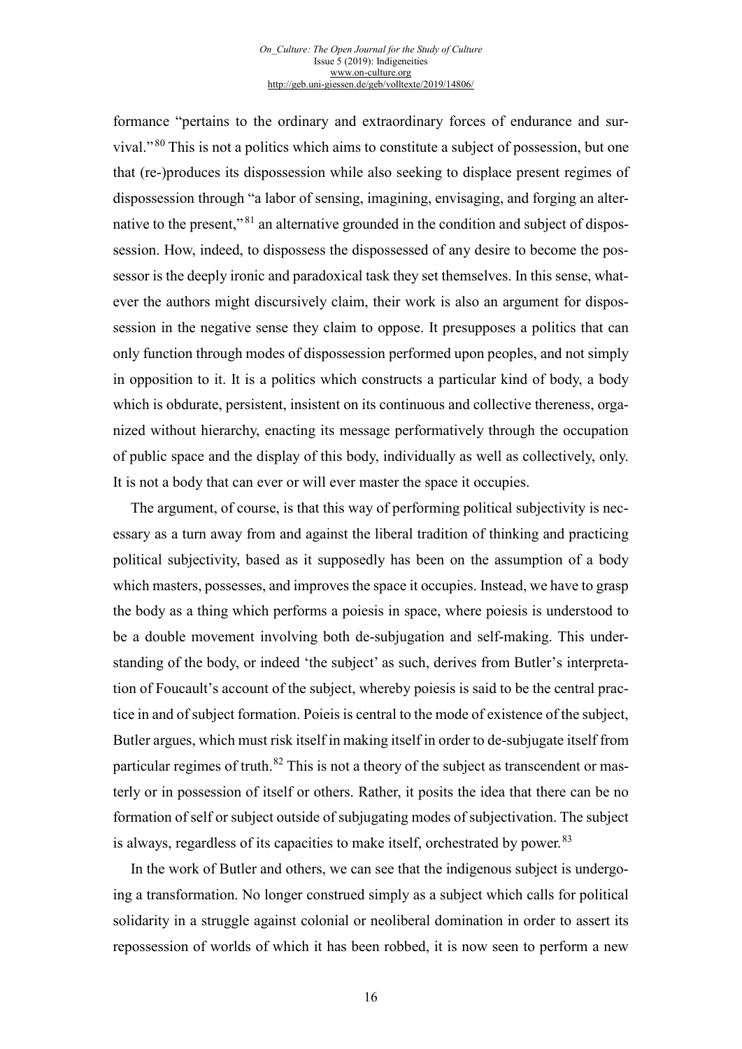formance "pertains to the ordinary and extraordinary forces of endurance and survival."[80] This is not a politics which aims to constitute a subject of possession, but one that (re-)produces its dispossession while also seeking to displace present regimes of dispossession through "a labor of sensing, imagining, envisaging, and forging an alternative to the present,"[81] an alternative grounded in the condition and subject of dispossession. How, indeed, to dispossess the dispossessed of any desire to become the possessor is the deeply ironic and paradoxical task they set themselves. In this sense, whatever the authors might discursively claim, their work is also an argument for dispossession in the negative sense they claim to oppose. It presupposes a politics that can only function through modes of dispossession performed upon peoples, and not simply in opposition to it. It is a politics which constructs a particular kind of body, a body which is obdurate, persistent, insistent on its continuous and collective thereness, organized without hierarchy, enacting its message performatively through the occupation of public space and the display of this body, individually as well as collectively, only. It is not a body that can ever or will ever master the space it occupies.

The argument, of course, is that this way of performing political subjectivity is necessary as a turn away from and against the liberal tradition of thinking and practicing political subjectivity, based as it supposedly has been on the assumption of a body which masters, possesses, and improves the space it occupies. Instead, we have to grasp the body as a thing which performs a poiesis in space, where poiesis is understood to be a double movement involving both de-subjugation and self-making. This understanding of the body, or indeed 'the subject' as such, derives from Butler's interpretation of Foucault's account of the subject, whereby poiesis is said to be the central practice in and of subject formation. Poieis is central to the mode of existence of the subject, Butler argues, which must risk itself in making itself in order to de-subjugate itself from particular regimes of truth.[82] This is not a theory of the subject as transcendent or masterly or in possession of itself or others. Rather, it posits the idea that there can be no formation of self or subject outside of subjugating modes of subjectivation. The subject is always, regardless of its capacities to make itself, orchestrated by power.[83]

In the work of Butler and others, we can see that the indigenous subject is undergoing a transformation. No longer construed simply as a subject which calls for political solidarity in a struggle against colonial or neoliberal domination in order to assert its repossession of worlds of which it has been robbed, it is now seen to perform a new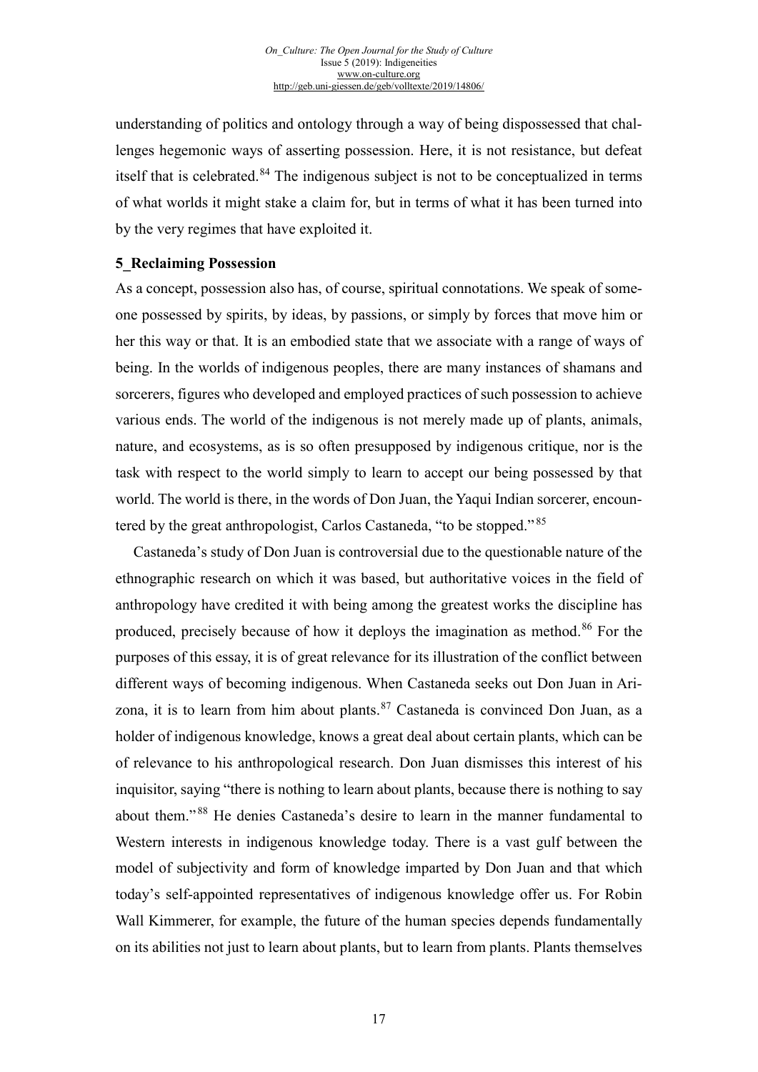understanding of politics and ontology through a way of being dispossessed that challenges hegemonic ways of asserting possession. Here, it is not resistance, but defeat itself that is celebrated.[84] The indigenous subject is not to be conceptualized in terms of what worlds it might stake a claim for, but in terms of what it has been turned into by the very regimes that have exploited it.

## 5_Reclaiming Possession

As a concept, possession also has, of course, spiritual connotations. We speak of someone possessed by spirits, by ideas, by passions, or simply by forces that move him or her this way or that. It is an embodied state that we associate with a range of ways of being. In the worlds of indigenous peoples, there are many instances of shamans and sorcerers, figures who developed and employed practices of such possession to achieve various ends. The world of the indigenous is not merely made up of plants, animals, nature, and ecosystems, as is so often presupposed by indigenous critique, nor is the task with respect to the world simply to learn to accept our being possessed by that world. The world is there, in the words of Don Juan, the Yaqui Indian sorcerer, encountered by the great anthropologist, Carlos Castaneda, "to be stopped."[85]

Castaneda's study of Don Juan is controversial due to the questionable nature of the ethnographic research on which it was based, but authoritative voices in the field of anthropology have credited it with being among the greatest works the discipline has produced, precisely because of how it deploys the imagination as method.[86] For the purposes of this essay, it is of great relevance for its illustration of the conflict between different ways of becoming indigenous. When Castaneda seeks out Don Juan in Arizona, it is to learn from him about plants.[87] Castaneda is convinced Don Juan, as a holder of indigenous knowledge, knows a great deal about certain plants, which can be of relevance to his anthropological research. Don Juan dismisses this interest of his inquisitor, saying "there is nothing to learn about plants, because there is nothing to say about them."[88] He denies Castaneda's desire to learn in the manner fundamental to Western interests in indigenous knowledge today. There is a vast gulf between the model of subjectivity and form of knowledge imparted by Don Juan and that which today's self-appointed representatives of indigenous knowledge offer us. For Robin Wall Kimmerer, for example, the future of the human species depends fundamentally on its abilities not just to learn about plants, but to learn from plants. Plants themselves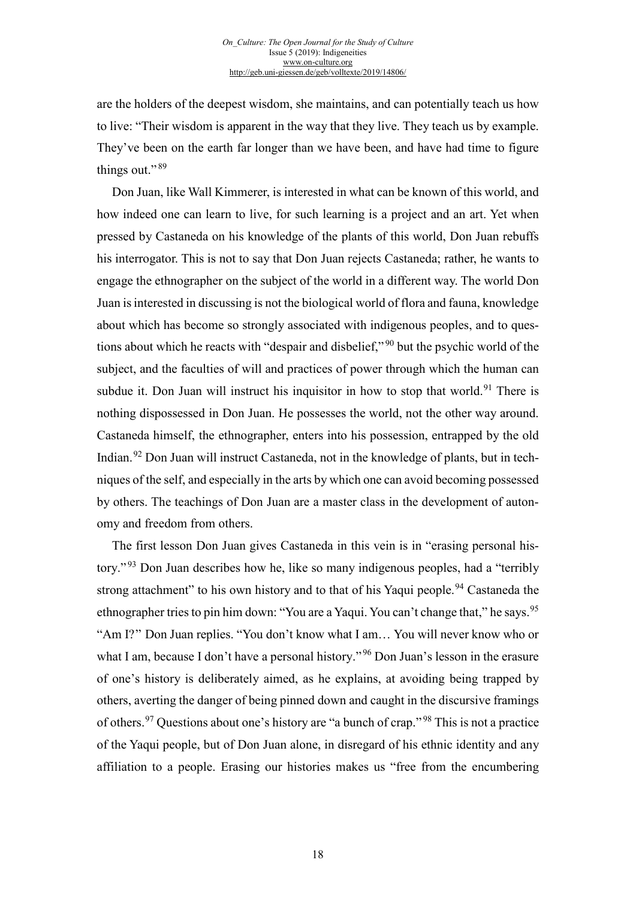are the holders of the deepest wisdom, she maintains, and can potentially teach us how to live: "Their wisdom is apparent in the way that they live. They teach us by example. They've been on the earth far longer than we have been, and have had time to figure things out."[89]

Don Juan, like Wall Kimmerer, is interested in what can be known of this world, and how indeed one can learn to live, for such learning is a project and an art. Yet when pressed by Castaneda on his knowledge of the plants of this world, Don Juan rebuffs his interrogator. This is not to say that Don Juan rejects Castaneda; rather, he wants to engage the ethnographer on the subject of the world in a different way. The world Don Juan is interested in discussing is not the biological world of flora and fauna, knowledge about which has become so strongly associated with indigenous peoples, and to questions about which he reacts with "despair and disbelief,"[90] but the psychic world of the subject, and the faculties of will and practices of power through which the human can subdue it. Don Juan will instruct his inquisitor in how to stop that world.[91] There is nothing dispossessed in Don Juan. He possesses the world, not the other way around. Castaneda himself, the ethnographer, enters into his possession, entrapped by the old Indian.[92] Don Juan will instruct Castaneda, not in the knowledge of plants, but in techniques of the self, and especially in the arts by which one can avoid becoming possessed by others. The teachings of Don Juan are a master class in the development of autonomy and freedom from others.

The first lesson Don Juan gives Castaneda in this vein is in "erasing personal history."[93] Don Juan describes how he, like so many indigenous peoples, had a "terribly strong attachment" to his own history and to that of his Yaqui people.[94] Castaneda the ethnographer tries to pin him down: "You are a Yaqui. You can't change that," he says.[95] "Am I?" Don Juan replies. "You don't know what I am… You will never know who or what I am, because I don't have a personal history."[96] Don Juan's lesson in the erasure of one's history is deliberately aimed, as he explains, at avoiding being trapped by others, averting the danger of being pinned down and caught in the discursive framings of others.[97] Questions about one's history are "a bunch of crap."[98] This is not a practice of the Yaqui people, but of Don Juan alone, in disregard of his ethnic identity and any affiliation to a people. Erasing our histories makes us "free from the encumbering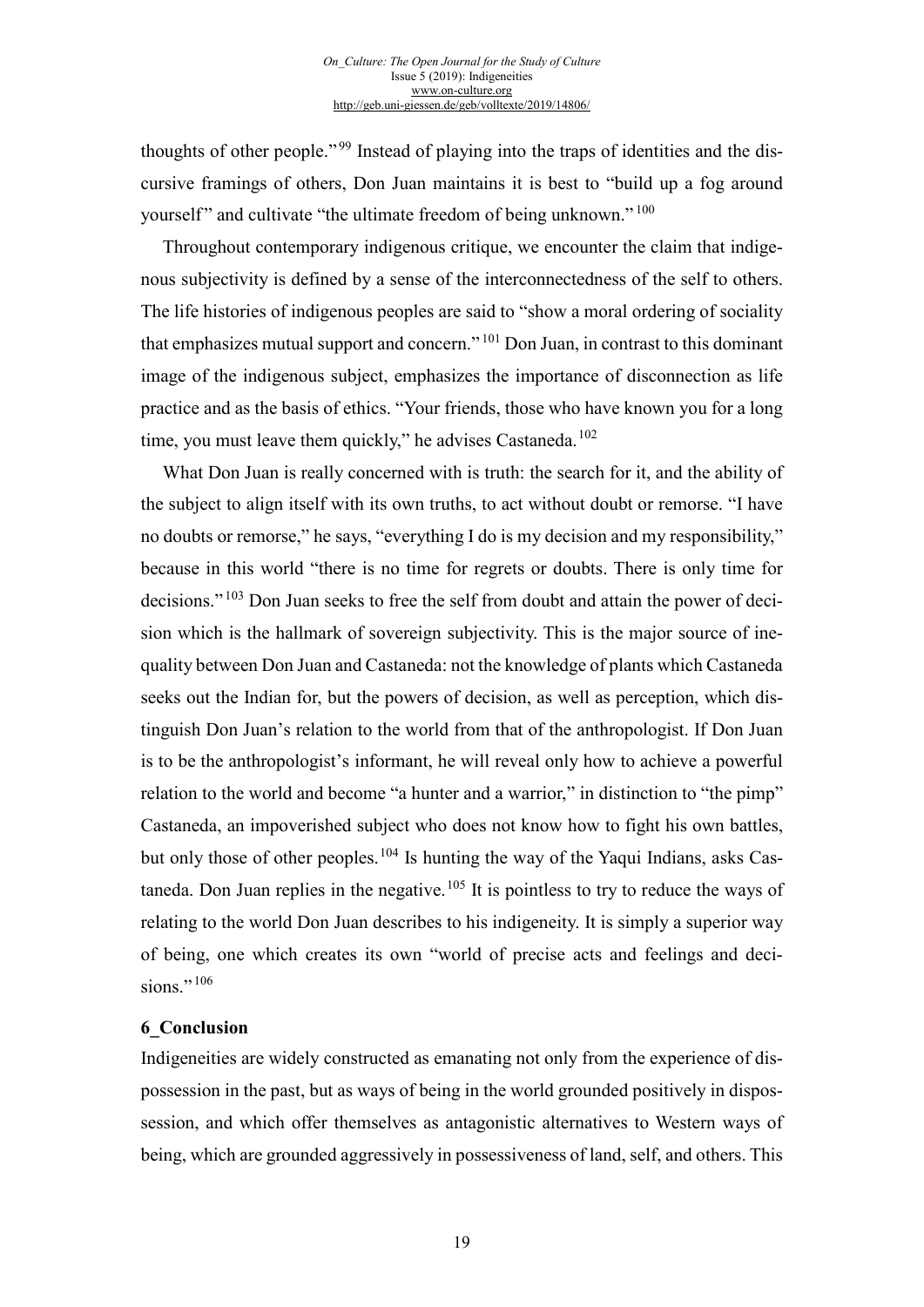thoughts of other people."[99] Instead of playing into the traps of identities and the discursive framings of others, Don Juan maintains it is best to "build up a fog around yourself" and cultivate "the ultimate freedom of being unknown."[100]

Throughout contemporary indigenous critique, we encounter the claim that indigenous subjectivity is defined by a sense of the interconnectedness of the self to others. The life histories of indigenous peoples are said to "show a moral ordering of sociality that emphasizes mutual support and concern."[101] Don Juan, in contrast to this dominant image of the indigenous subject, emphasizes the importance of disconnection as life practice and as the basis of ethics. "Your friends, those who have known you for a long time, you must leave them quickly," he advises Castaneda.[102]

What Don Juan is really concerned with is truth: the search for it, and the ability of the subject to align itself with its own truths, to act without doubt or remorse. "I have no doubts or remorse," he says, "everything I do is my decision and my responsibility," because in this world "there is no time for regrets or doubts. There is only time for decisions."[103] Don Juan seeks to free the self from doubt and attain the power of decision which is the hallmark of sovereign subjectivity. This is the major source of inequality between Don Juan and Castaneda: not the knowledge of plants which Castaneda seeks out the Indian for, but the powers of decision, as well as perception, which distinguish Don Juan's relation to the world from that of the anthropologist. If Don Juan is to be the anthropologist's informant, he will reveal only how to achieve a powerful relation to the world and become "a hunter and a warrior," in distinction to "the pimp" Castaneda, an impoverished subject who does not know how to fight his own battles, but only those of other peoples.[104] Is hunting the way of the Yaqui Indians, asks Castaneda. Don Juan replies in the negative.[105] It is pointless to try to reduce the ways of relating to the world Don Juan describes to his indigeneity. It is simply a superior way of being, one which creates its own "world of precise acts and feelings and decisions."[106]

## 6_Conclusion

Indigeneities are widely constructed as emanating not only from the experience of dispossession in the past, but as ways of being in the world grounded positively in dispossession, and which offer themselves as antagonistic alternatives to Western ways of being, which are grounded aggressively in possessiveness of land, self, and others. This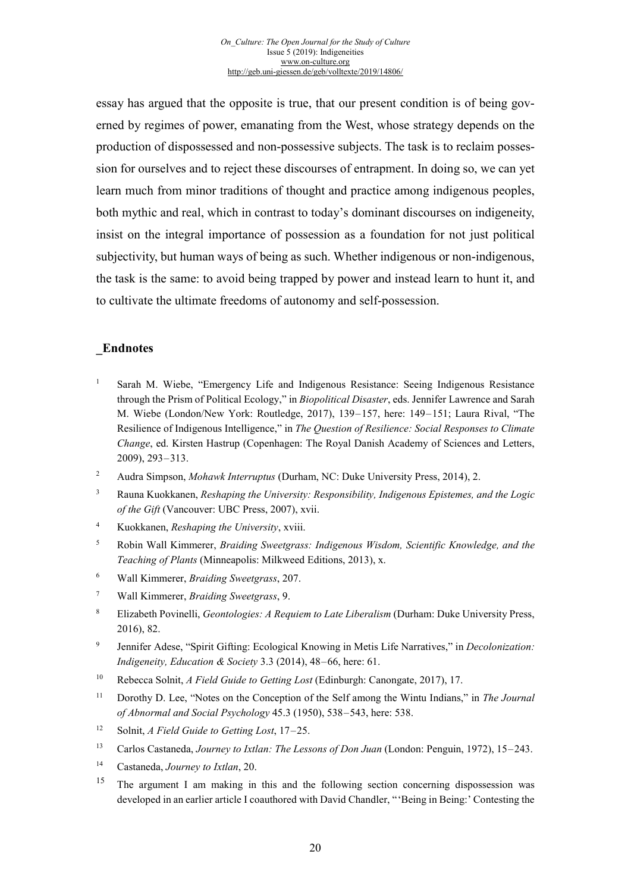essay has argued that the opposite is true, that our present condition is of being governed by regimes of power, emanating from the West, whose strategy depends on the production of dispossessed and non-possessive subjects. The task is to reclaim possession for ourselves and to reject these discourses of entrapment. In doing so, we can yet learn much from minor traditions of thought and practice among indigenous peoples, both mythic and real, which in contrast to today's dominant discourses on indigeneity, insist on the integral importance of possession as a foundation for not just political subjectivity, but human ways of being as such. Whether indigenous or non-indigenous, the task is the same: to avoid being trapped by power and instead learn to hunt it, and to cultivate the ultimate freedoms of autonomy and self-possession.

## _Endnotes

1. Sarah M. Wiebe, "Emergency Life and Indigenous Resistance: Seeing Indigenous Resistance through the Prism of Political Ecology," in *Biopolitical Disaster*, eds. Jennifer Lawrence and Sarah M. Wiebe (London/New York: Routledge, 2017), 139–157, here: 149–151; Laura Rival, "The Resilience of Indigenous Intelligence," in *The Question of Resilience: Social Responses to Climate Change*, ed. Kirsten Hastrup (Copenhagen: The Royal Danish Academy of Sciences and Letters, 2009), 293–313.
2. Audra Simpson, *Mohawk Interruptus* (Durham, NC: Duke University Press, 2014), 2.
3. Rauna Kuokkanen, *Reshaping the University: Responsibility, Indigenous Epistemes, and the Logic of the Gift* (Vancouver: UBC Press, 2007), xvii.
4. Kuokkanen, *Reshaping the University*, xviii.
5. Robin Wall Kimmerer, *Braiding Sweetgrass: Indigenous Wisdom, Scientific Knowledge, and the Teaching of Plants* (Minneapolis: Milkweed Editions, 2013), x.
6. Wall Kimmerer, *Braiding Sweetgrass*, 207.
7. Wall Kimmerer, *Braiding Sweetgrass*, 9.
8. Elizabeth Povinelli, *Geontologies: A Requiem to Late Liberalism* (Durham: Duke University Press, 2016), 82.
9. Jennifer Adese, "Spirit Gifting: Ecological Knowing in Metis Life Narratives," in *Decolonization: Indigeneity, Education & Society* 3.3 (2014), 48–66, here: 61.
10. Rebecca Solnit, *A Field Guide to Getting Lost* (Edinburgh: Canongate, 2017), 17.
11. Dorothy D. Lee, "Notes on the Conception of the Self among the Wintu Indians," in *The Journal of Abnormal and Social Psychology* 45.3 (1950), 538–543, here: 538.
12. Solnit, *A Field Guide to Getting Lost*, 17–25.
13. Carlos Castaneda, *Journey to Ixtlan: The Lessons of Don Juan* (London: Penguin, 1972), 15–243.
14. Castaneda, *Journey to Ixtlan*, 20.
15. The argument I am making in this and the following section concerning dispossession was developed in an earlier article I coauthored with David Chandler, "'Being in Being:' Contesting the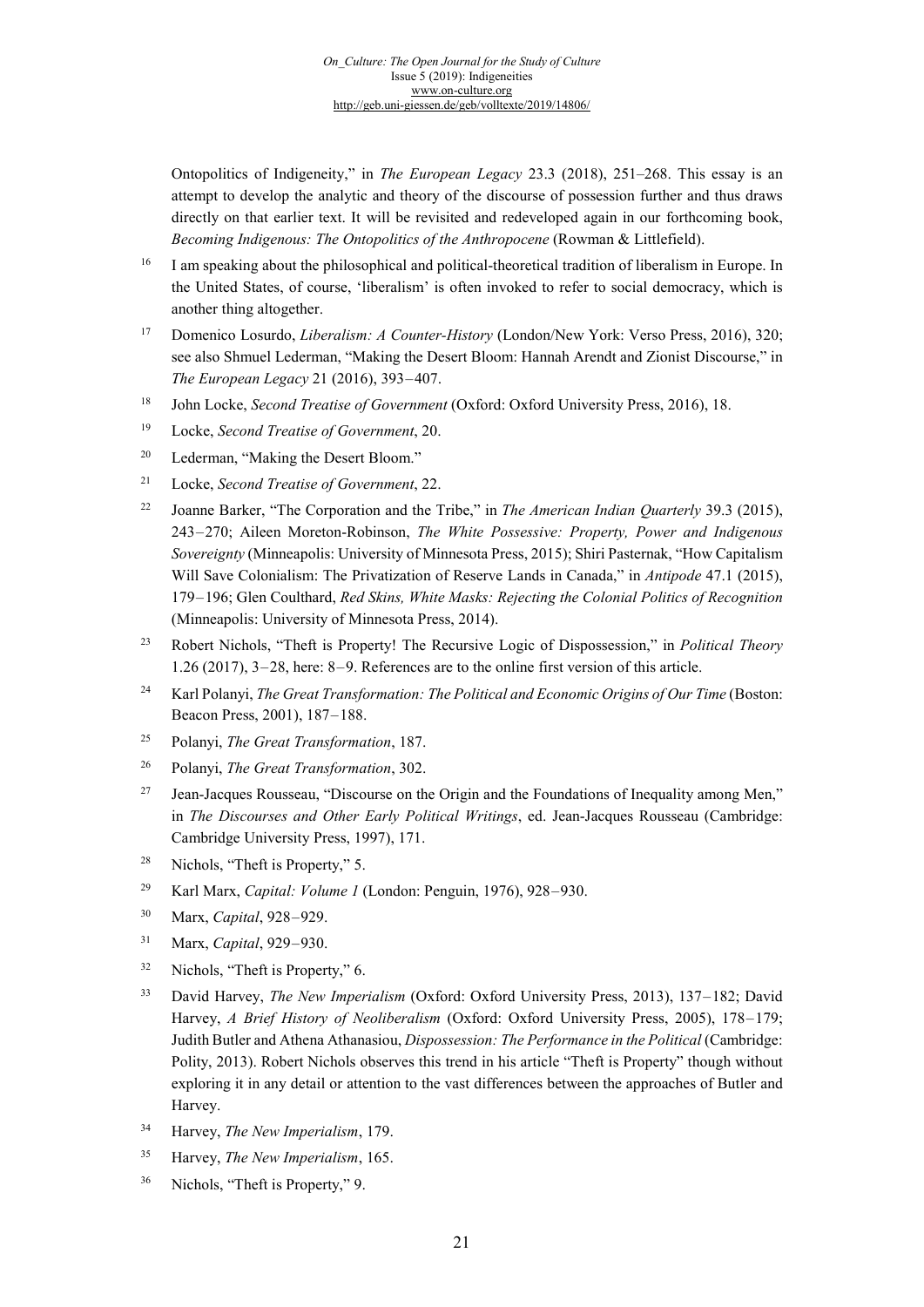Ontopolitics of Indigeneity," in *The European Legacy* 23.3 (2018), 251–268. This essay is an attempt to develop the analytic and theory of the discourse of possession further and thus draws directly on that earlier text. It will be revisited and redeveloped again in our forthcoming book, *Becoming Indigenous: The Ontopolitics of the Anthropocene* (Rowman & Littlefield).

[16] I am speaking about the philosophical and political-theoretical tradition of liberalism in Europe. In the United States, of course, 'liberalism' is often invoked to refer to social democracy, which is another thing altogether.

[17] Domenico Losurdo, *Liberalism: A Counter-History* (London/New York: Verso Press, 2016), 320; see also Shmuel Lederman, "Making the Desert Bloom: Hannah Arendt and Zionist Discourse," in *The European Legacy* 21 (2016), 393–407.

[18] John Locke, *Second Treatise of Government* (Oxford: Oxford University Press, 2016), 18.

[19] Locke, *Second Treatise of Government*, 20.

[20] Lederman, "Making the Desert Bloom."

[21] Locke, *Second Treatise of Government*, 22.

[22] Joanne Barker, "The Corporation and the Tribe," in *The American Indian Quarterly* 39.3 (2015), 243–270; Aileen Moreton-Robinson, *The White Possessive: Property, Power and Indigenous Sovereignty* (Minneapolis: University of Minnesota Press, 2015); Shiri Pasternak, "How Capitalism Will Save Colonialism: The Privatization of Reserve Lands in Canada," in *Antipode* 47.1 (2015), 179–196; Glen Coulthard, *Red Skins, White Masks: Rejecting the Colonial Politics of Recognition* (Minneapolis: University of Minnesota Press, 2014).

[23] Robert Nichols, "Theft is Property! The Recursive Logic of Dispossession," in *Political Theory* 1.26 (2017), 3–28, here: 8–9. References are to the online first version of this article.

[24] Karl Polanyi, *The Great Transformation: The Political and Economic Origins of Our Time* (Boston: Beacon Press, 2001), 187–188.

[25] Polanyi, *The Great Transformation*, 187.

[26] Polanyi, *The Great Transformation*, 302.

[27] Jean-Jacques Rousseau, "Discourse on the Origin and the Foundations of Inequality among Men," in *The Discourses and Other Early Political Writings*, ed. Jean-Jacques Rousseau (Cambridge: Cambridge University Press, 1997), 171.

[28] Nichols, "Theft is Property," 5.

[29] Karl Marx, *Capital: Volume 1* (London: Penguin, 1976), 928–930.

[30] Marx, *Capital*, 928–929.

[31] Marx, *Capital*, 929–930.

[32] Nichols, "Theft is Property," 6.

[33] David Harvey, *The New Imperialism* (Oxford: Oxford University Press, 2013), 137–182; David Harvey, *A Brief History of Neoliberalism* (Oxford: Oxford University Press, 2005), 178–179; Judith Butler and Athena Athanasiou, *Dispossession: The Performance in the Political* (Cambridge: Polity, 2013). Robert Nichols observes this trend in his article "Theft is Property" though without exploring it in any detail or attention to the vast differences between the approaches of Butler and Harvey.

[34] Harvey, *The New Imperialism*, 179.

[35] Harvey, *The New Imperialism*, 165.

[36] Nichols, "Theft is Property," 9.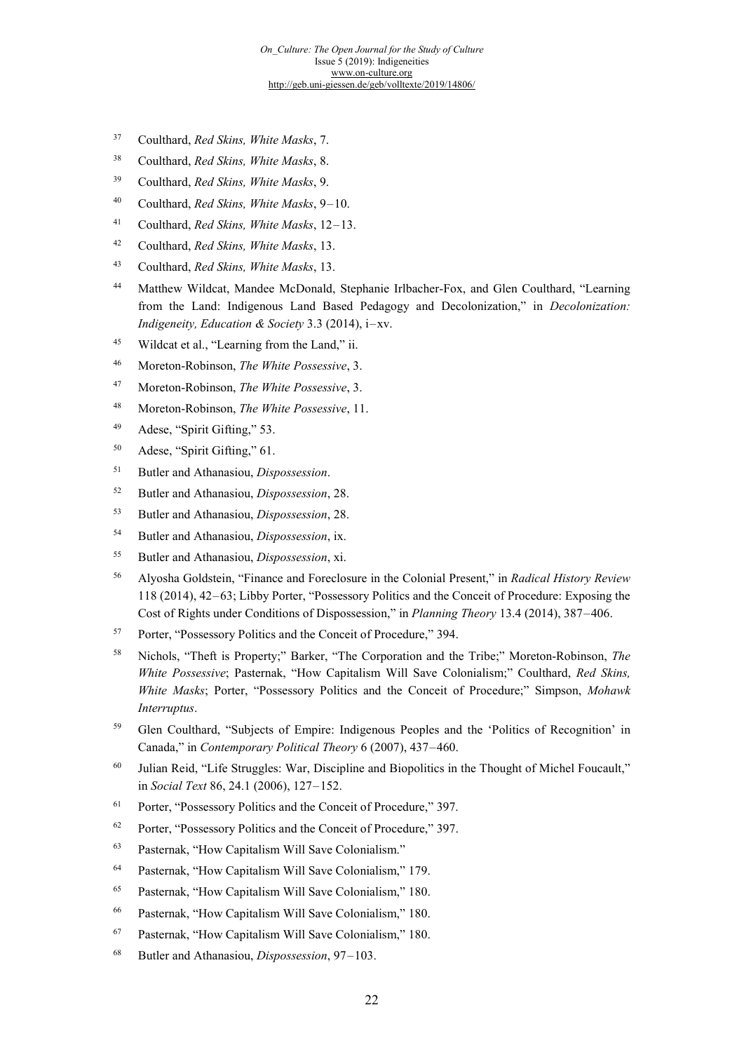[37] Coulthard, *Red Skins, White Masks*, 7.

[38] Coulthard, *Red Skins, White Masks*, 8.

[39] Coulthard, *Red Skins, White Masks*, 9.

[40] Coulthard, *Red Skins, White Masks*, 9–10.

[41] Coulthard, *Red Skins, White Masks*, 12–13.

[42] Coulthard, *Red Skins, White Masks*, 13.

[43] Coulthard, *Red Skins, White Masks*, 13.

[44] Matthew Wildcat, Mandee McDonald, Stephanie Irlbacher-Fox, and Glen Coulthard, "Learning from the Land: Indigenous Land Based Pedagogy and Decolonization," in *Decolonization: Indigeneity, Education & Society* 3.3 (2014), i–xv.

[45] Wildcat et al., "Learning from the Land," ii.

[46] Moreton-Robinson, *The White Possessive*, 3.

[47] Moreton-Robinson, *The White Possessive*, 3.

[48] Moreton-Robinson, *The White Possessive*, 11.

[49] Adese, "Spirit Gifting," 53.

[50] Adese, "Spirit Gifting," 61.

[51] Butler and Athanasiou, *Dispossession*.

[52] Butler and Athanasiou, *Dispossession*, 28.

[53] Butler and Athanasiou, *Dispossession*, 28.

[54] Butler and Athanasiou, *Dispossession*, ix.

[55] Butler and Athanasiou, *Dispossession*, xi.

[56] Alyosha Goldstein, "Finance and Foreclosure in the Colonial Present," in *Radical History Review* 118 (2014), 42–63; Libby Porter, "Possessory Politics and the Conceit of Procedure: Exposing the Cost of Rights under Conditions of Dispossession," in *Planning Theory* 13.4 (2014), 387–406.

[57] Porter, "Possessory Politics and the Conceit of Procedure," 394.

[58] Nichols, "Theft is Property;" Barker, "The Corporation and the Tribe;" Moreton-Robinson, *The White Possessive*; Pasternak, "How Capitalism Will Save Colonialism;" Coulthard, *Red Skins, White Masks*; Porter, "Possessory Politics and the Conceit of Procedure;" Simpson, *Mohawk Interruptus*.

[59] Glen Coulthard, "Subjects of Empire: Indigenous Peoples and the 'Politics of Recognition' in Canada," in *Contemporary Political Theory* 6 (2007), 437–460.

[60] Julian Reid, "Life Struggles: War, Discipline and Biopolitics in the Thought of Michel Foucault," in *Social Text* 86, 24.1 (2006), 127–152.

[61] Porter, "Possessory Politics and the Conceit of Procedure," 397.

[62] Porter, "Possessory Politics and the Conceit of Procedure," 397.

[63] Pasternak, "How Capitalism Will Save Colonialism."

[64] Pasternak, "How Capitalism Will Save Colonialism," 179.

[65] Pasternak, "How Capitalism Will Save Colonialism," 180.

[66] Pasternak, "How Capitalism Will Save Colonialism," 180.

[67] Pasternak, "How Capitalism Will Save Colonialism," 180.

[68] Butler and Athanasiou, *Dispossession*, 97–103.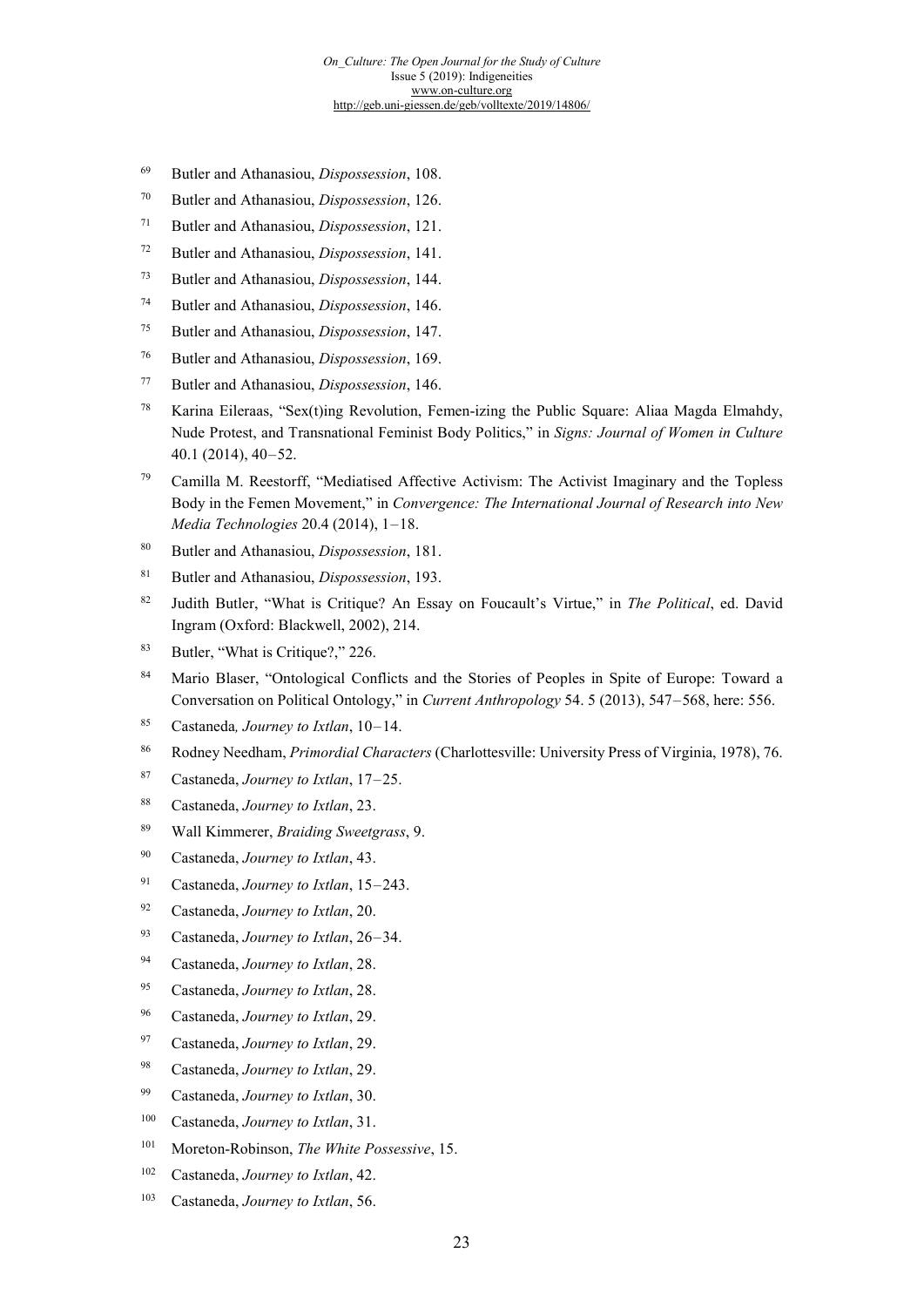69 Butler and Athanasiou, *Dispossession*, 108.

70 Butler and Athanasiou, *Dispossession*, 126.

71 Butler and Athanasiou, *Dispossession*, 121.

72 Butler and Athanasiou, *Dispossession*, 141.

73 Butler and Athanasiou, *Dispossession*, 144.

74 Butler and Athanasiou, *Dispossession*, 146.

75 Butler and Athanasiou, *Dispossession*, 147.

76 Butler and Athanasiou, *Dispossession*, 169.

77 Butler and Athanasiou, *Dispossession*, 146.

78 Karina Eileraas, "Sex(t)ing Revolution, Femen-izing the Public Square: Aliaa Magda Elmahdy, Nude Protest, and Transnational Feminist Body Politics," in *Signs: Journal of Women in Culture* 40.1 (2014), 40–52.

79 Camilla M. Reestorff, "Mediatised Affective Activism: The Activist Imaginary and the Topless Body in the Femen Movement," in *Convergence: The International Journal of Research into New Media Technologies* 20.4 (2014), 1–18.

80 Butler and Athanasiou, *Dispossession*, 181.

81 Butler and Athanasiou, *Dispossession*, 193.

82 Judith Butler, "What is Critique? An Essay on Foucault's Virtue," in *The Political*, ed. David Ingram (Oxford: Blackwell, 2002), 214.

83 Butler, "What is Critique?," 226.

84 Mario Blaser, "Ontological Conflicts and the Stories of Peoples in Spite of Europe: Toward a Conversation on Political Ontology," in *Current Anthropology* 54. 5 (2013), 547–568, here: 556.

85 Castaneda*, Journey to Ixtlan*, 10–14.

86 Rodney Needham, *Primordial Characters* (Charlottesville: University Press of Virginia, 1978), 76.

87 Castaneda, *Journey to Ixtlan*, 17–25.

88 Castaneda, *Journey to Ixtlan*, 23.

89 Wall Kimmerer, *Braiding Sweetgrass*, 9.

90 Castaneda, *Journey to Ixtlan*, 43.

91 Castaneda, *Journey to Ixtlan*, 15–243.

92 Castaneda, *Journey to Ixtlan*, 20.

93 Castaneda, *Journey to Ixtlan*, 26–34.

94 Castaneda, *Journey to Ixtlan*, 28.

95 Castaneda, *Journey to Ixtlan*, 28.

96 Castaneda, *Journey to Ixtlan*, 29.

97 Castaneda, *Journey to Ixtlan*, 29.

98 Castaneda, *Journey to Ixtlan*, 29.

99 Castaneda, *Journey to Ixtlan*, 30.

100 Castaneda, *Journey to Ixtlan*, 31.

101 Moreton-Robinson, *The White Possessive*, 15.

102 Castaneda, *Journey to Ixtlan*, 42.

103 Castaneda, *Journey to Ixtlan*, 56.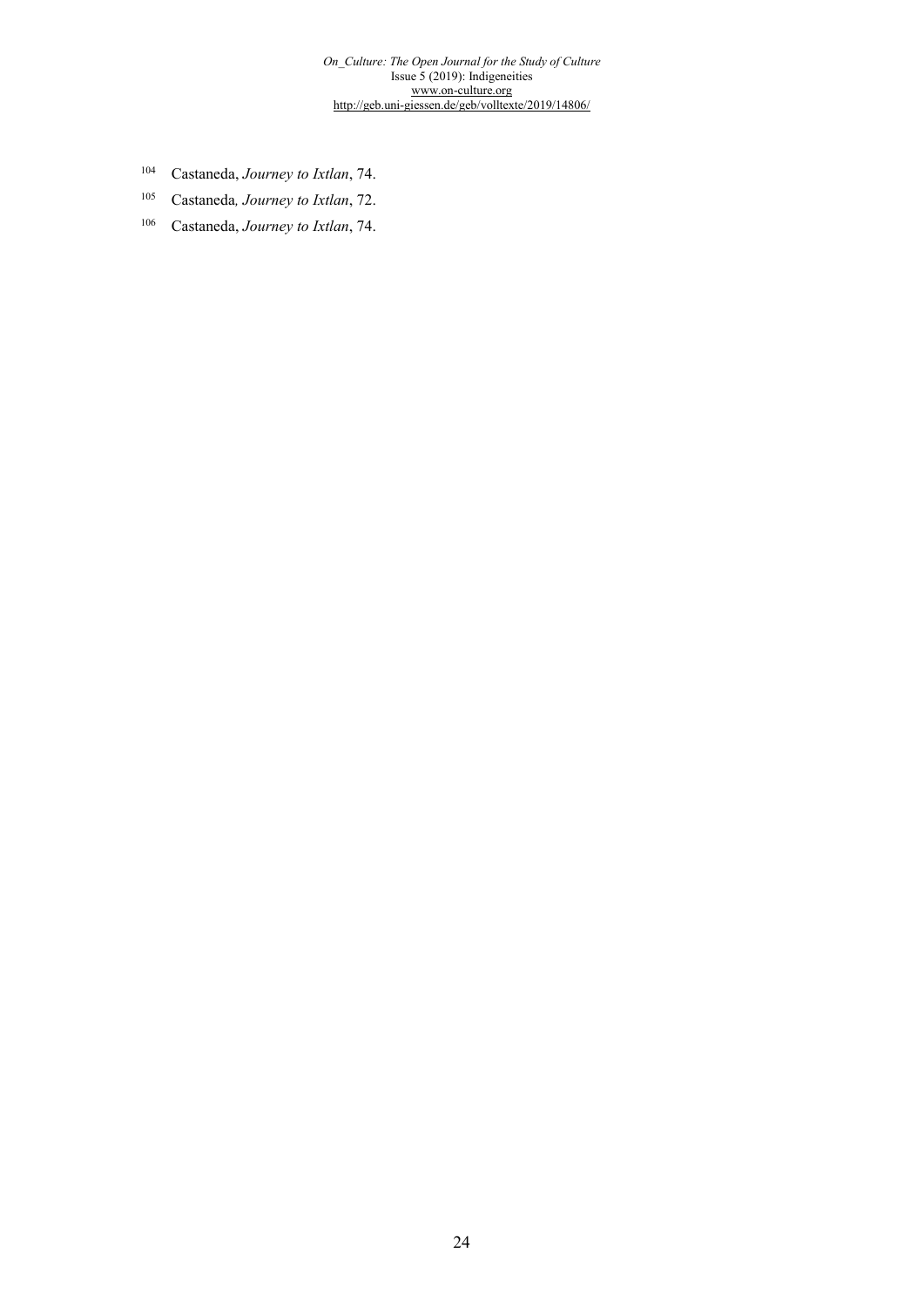[104] Castaneda, *Journey to Ixtlan*, 74.

[105] Castaneda, *Journey to Ixtlan*, 72.

[106] Castaneda, *Journey to Ixtlan*, 74.